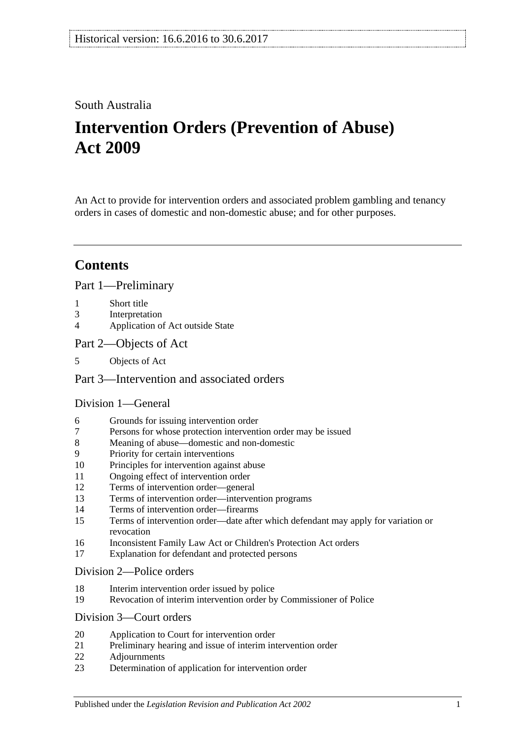Historical version: 16.6.2016 to 30.6.2017

South Australia

# Intervention Orders (Prevention of Abuse) Act 2009

An Act to provide for intervention orders and associated problem gambling and tenancy orders in cases of domestic and non-domestic abuse; and for other purposes.

## Contents

### Part 1—Preliminary

1 Short title
3 Interpretation
4 Application of Act outside State

### Part 2—Objects of Act

5 Objects of Act

### Part 3—Intervention and associated orders

#### Division 1—General

6 Grounds for issuing intervention order
7 Persons for whose protection intervention order may be issued
8 Meaning of abuse—domestic and non-domestic
9 Priority for certain interventions
10 Principles for intervention against abuse
11 Ongoing effect of intervention order
12 Terms of intervention order—general
13 Terms of intervention order—intervention programs
14 Terms of intervention order—firearms
15 Terms of intervention order—date after which defendant may apply for variation or revocation
16 Inconsistent Family Law Act or Children's Protection Act orders
17 Explanation for defendant and protected persons

#### Division 2—Police orders

18 Interim intervention order issued by police
19 Revocation of interim intervention order by Commissioner of Police

#### Division 3—Court orders

20 Application to Court for intervention order
21 Preliminary hearing and issue of interim intervention order
22 Adjournments
23 Determination of application for intervention order

Published under the *Legislation Revision and Publication Act 2002*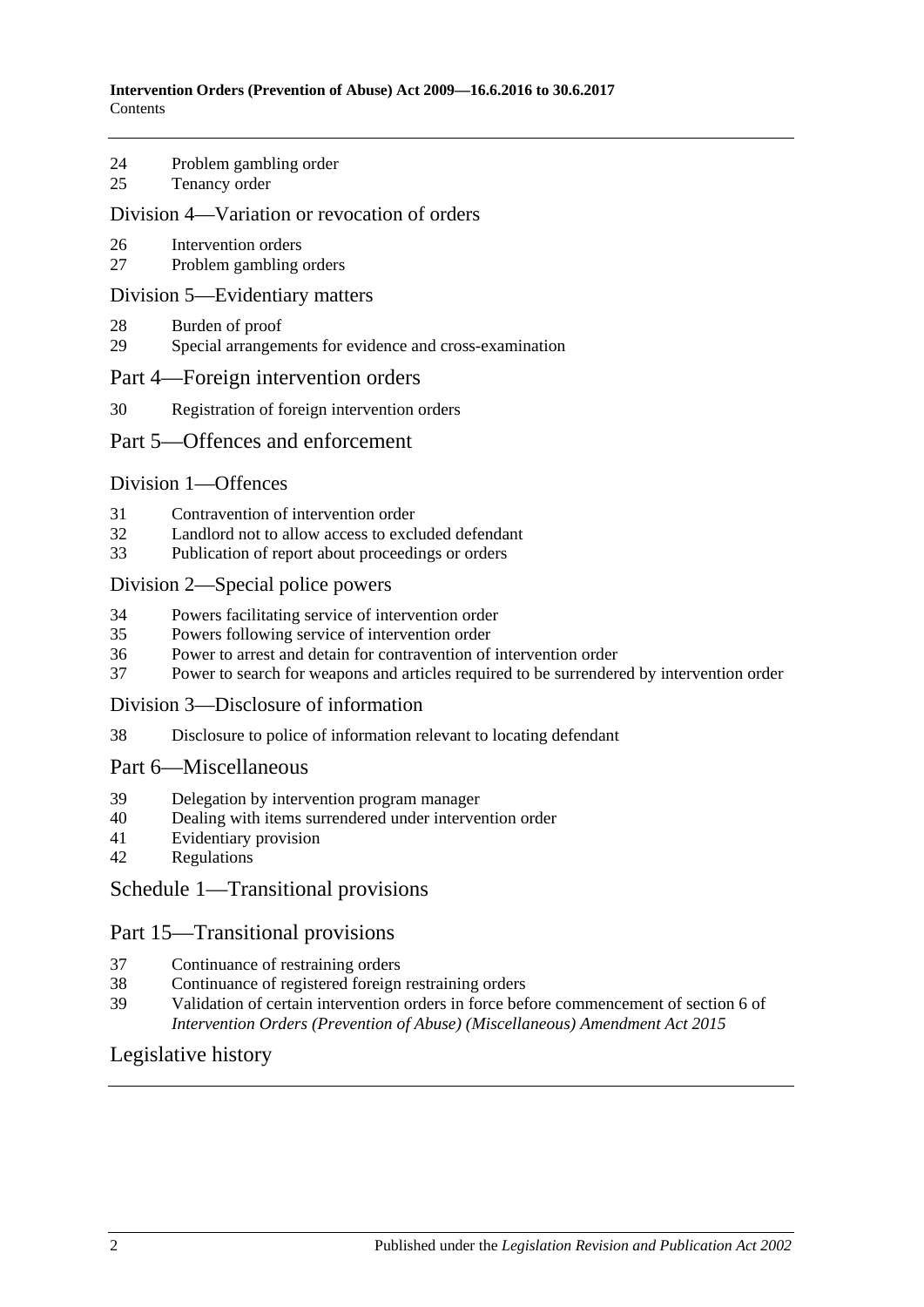24 Problem gambling order
25 Tenancy order

## Division 4—Variation or revocation of orders

26 Intervention orders
27 Problem gambling orders

## Division 5—Evidentiary matters

28 Burden of proof
29 Special arrangements for evidence and cross-examination

## Part 4—Foreign intervention orders

30 Registration of foreign intervention orders

## Part 5—Offences and enforcement

## Division 1—Offences

31 Contravention of intervention order
32 Landlord not to allow access to excluded defendant
33 Publication of report about proceedings or orders

## Division 2—Special police powers

34 Powers facilitating service of intervention order
35 Powers following service of intervention order
36 Power to arrest and detain for contravention of intervention order
37 Power to search for weapons and articles required to be surrendered by intervention order

## Division 3—Disclosure of information

38 Disclosure to police of information relevant to locating defendant

## Part 6—Miscellaneous

39 Delegation by intervention program manager
40 Dealing with items surrendered under intervention order
41 Evidentiary provision
42 Regulations

## Schedule 1—Transitional provisions

## Part 15—Transitional provisions

37 Continuance of restraining orders
38 Continuance of registered foreign restraining orders
39 Validation of certain intervention orders in force before commencement of section 6 of *Intervention Orders (Prevention of Abuse) (Miscellaneous) Amendment Act 2015*

## Legislative history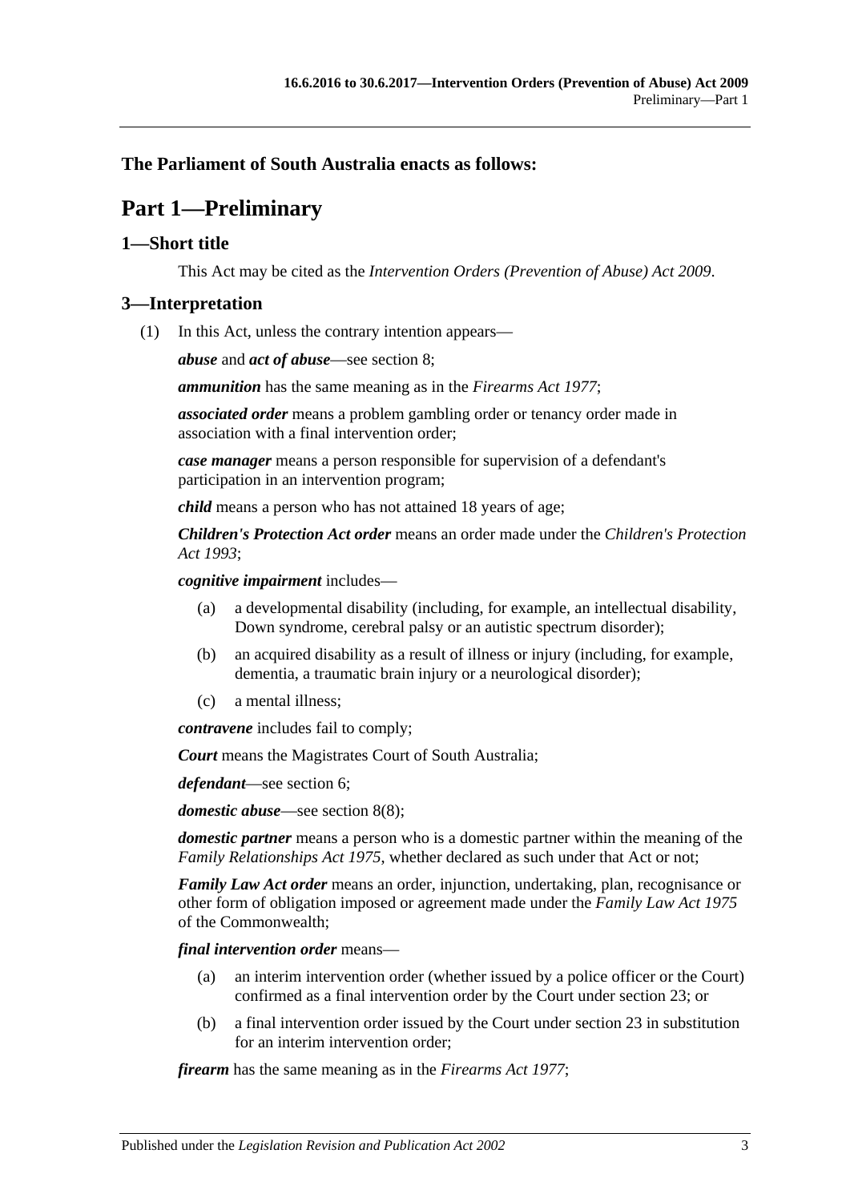**The Parliament of South Australia enacts as follows:**

# Part 1—Preliminary

## 1—Short title

This Act may be cited as the *Intervention Orders (Prevention of Abuse) Act 2009*.

## 3—Interpretation

(1) In this Act, unless the contrary intention appears—

***abuse*** and ***act of abuse***—see section 8;

***ammunition*** has the same meaning as in the *Firearms Act 1977*;

***associated order*** means a problem gambling order or tenancy order made in association with a final intervention order;

***case manager*** means a person responsible for supervision of a defendant's participation in an intervention program;

***child*** means a person who has not attained 18 years of age;

***Children's Protection Act order*** means an order made under the *Children's Protection Act 1993*;

***cognitive impairment*** includes—

- (a) a developmental disability (including, for example, an intellectual disability, Down syndrome, cerebral palsy or an autistic spectrum disorder);
- (b) an acquired disability as a result of illness or injury (including, for example, dementia, a traumatic brain injury or a neurological disorder);
- (c) a mental illness;

***contravene*** includes fail to comply;

***Court*** means the Magistrates Court of South Australia;

***defendant***—see section 6;

***domestic abuse***—see section 8(8);

***domestic partner*** means a person who is a domestic partner within the meaning of the *Family Relationships Act 1975*, whether declared as such under that Act or not;

***Family Law Act order*** means an order, injunction, undertaking, plan, recognisance or other form of obligation imposed or agreement made under the *Family Law Act 1975* of the Commonwealth;

***final intervention order*** means—

- (a) an interim intervention order (whether issued by a police officer or the Court) confirmed as a final intervention order by the Court under section 23; or
- (b) a final intervention order issued by the Court under section 23 in substitution for an interim intervention order;

***firearm*** has the same meaning as in the *Firearms Act 1977*;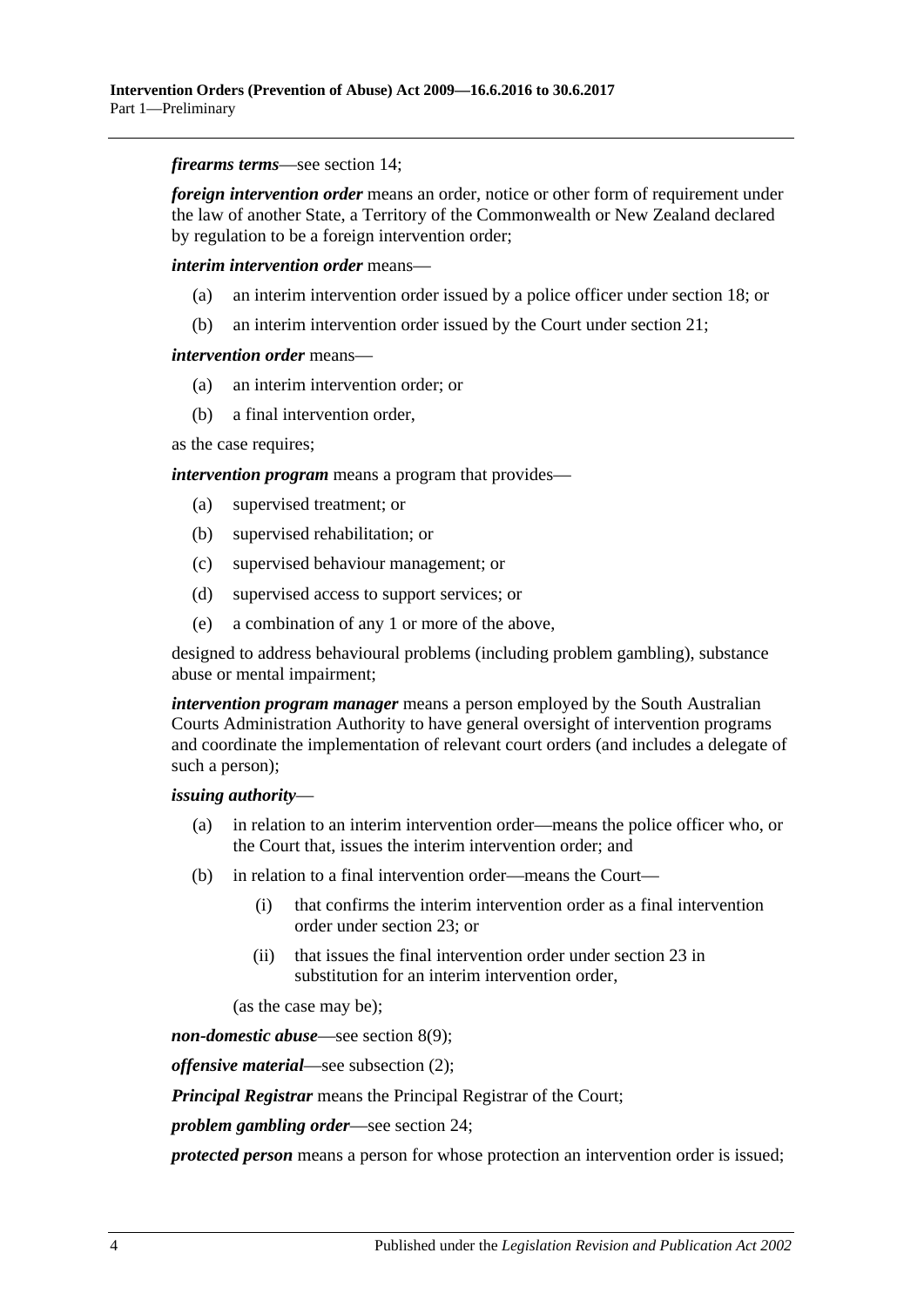***firearms terms***—see section 14;

***foreign intervention order*** means an order, notice or other form of requirement under the law of another State, a Territory of the Commonwealth or New Zealand declared by regulation to be a foreign intervention order;

***interim intervention order*** means—

- (a) an interim intervention order issued by a police officer under section 18; or
- (b) an interim intervention order issued by the Court under section 21;

***intervention order*** means—

- (a) an interim intervention order; or
- (b) a final intervention order,

as the case requires;

***intervention program*** means a program that provides—

- (a) supervised treatment; or
- (b) supervised rehabilitation; or
- (c) supervised behaviour management; or
- (d) supervised access to support services; or
- (e) a combination of any 1 or more of the above,

designed to address behavioural problems (including problem gambling), substance abuse or mental impairment;

***intervention program manager*** means a person employed by the South Australian Courts Administration Authority to have general oversight of intervention programs and coordinate the implementation of relevant court orders (and includes a delegate of such a person);

***issuing authority***—

- (a) in relation to an interim intervention order—means the police officer who, or the Court that, issues the interim intervention order; and
- (b) in relation to a final intervention order—means the Court—
  - (i) that confirms the interim intervention order as a final intervention order under section 23; or
  - (ii) that issues the final intervention order under section 23 in substitution for an interim intervention order,

  (as the case may be);

***non-domestic abuse***—see section 8(9);

***offensive material***—see subsection (2);

***Principal Registrar*** means the Principal Registrar of the Court;

***problem gambling order***—see section 24;

***protected person*** means a person for whose protection an intervention order is issued;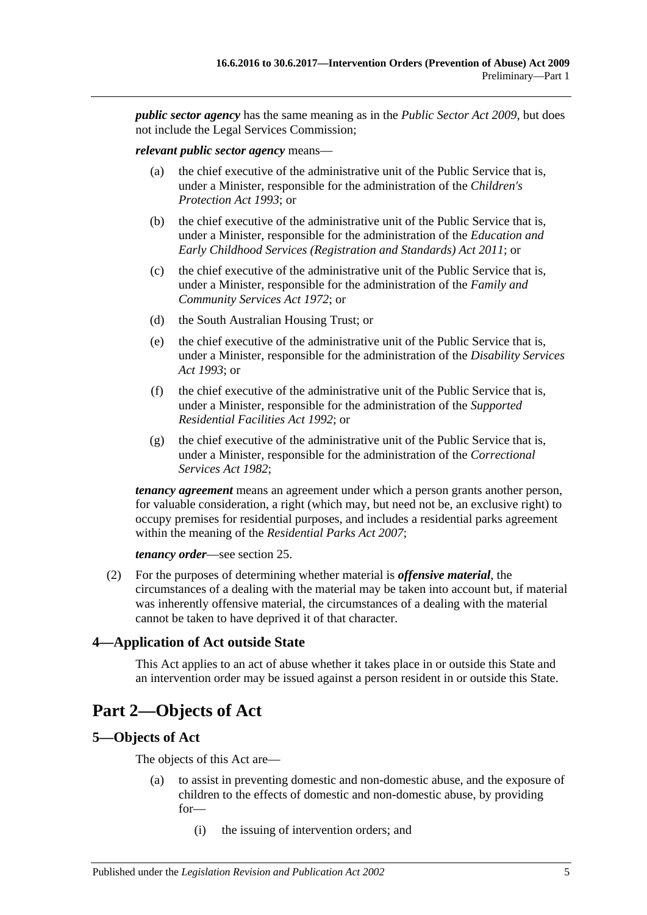***public sector agency*** has the same meaning as in the *Public Sector Act 2009*, but does not include the Legal Services Commission;

***relevant public sector agency*** means—

- (a) the chief executive of the administrative unit of the Public Service that is, under a Minister, responsible for the administration of the *Children's Protection Act 1993*; or
- (b) the chief executive of the administrative unit of the Public Service that is, under a Minister, responsible for the administration of the *Education and Early Childhood Services (Registration and Standards) Act 2011*; or
- (c) the chief executive of the administrative unit of the Public Service that is, under a Minister, responsible for the administration of the *Family and Community Services Act 1972*; or
- (d) the South Australian Housing Trust; or
- (e) the chief executive of the administrative unit of the Public Service that is, under a Minister, responsible for the administration of the *Disability Services Act 1993*; or
- (f) the chief executive of the administrative unit of the Public Service that is, under a Minister, responsible for the administration of the *Supported Residential Facilities Act 1992*; or
- (g) the chief executive of the administrative unit of the Public Service that is, under a Minister, responsible for the administration of the *Correctional Services Act 1982*;

***tenancy agreement*** means an agreement under which a person grants another person, for valuable consideration, a right (which may, but need not be, an exclusive right) to occupy premises for residential purposes, and includes a residential parks agreement within the meaning of the *Residential Parks Act 2007*;

***tenancy order***—see section 25.

(2) For the purposes of determining whether material is ***offensive material***, the circumstances of a dealing with the material may be taken into account but, if material was inherently offensive material, the circumstances of a dealing with the material cannot be taken to have deprived it of that character.

## 4—Application of Act outside State

This Act applies to an act of abuse whether it takes place in or outside this State and an intervention order may be issued against a person resident in or outside this State.

# Part 2—Objects of Act

## 5—Objects of Act

The objects of this Act are—

- (a) to assist in preventing domestic and non-domestic abuse, and the exposure of children to the effects of domestic and non-domestic abuse, by providing for—
  - (i) the issuing of intervention orders; and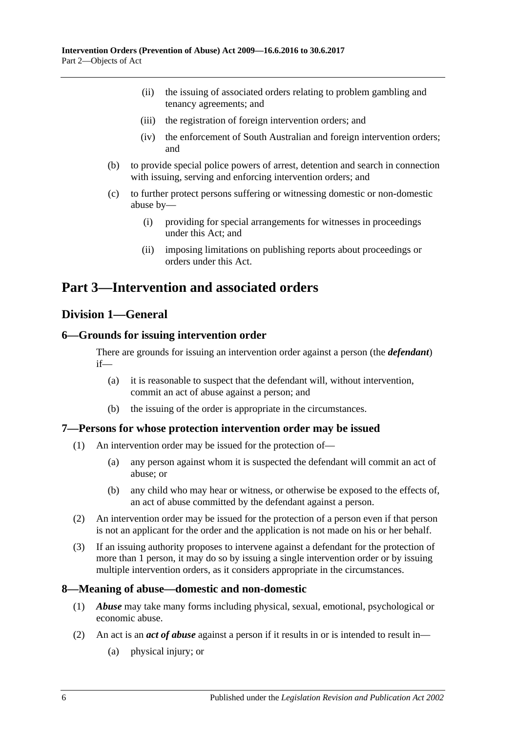(ii) the issuing of associated orders relating to problem gambling and tenancy agreements; and

(iii) the registration of foreign intervention orders; and

(iv) the enforcement of South Australian and foreign intervention orders; and

(b) to provide special police powers of arrest, detention and search in connection with issuing, serving and enforcing intervention orders; and

(c) to further protect persons suffering or witnessing domestic or non-domestic abuse by—

(i) providing for special arrangements for witnesses in proceedings under this Act; and

(ii) imposing limitations on publishing reports about proceedings or orders under this Act.

# Part 3—Intervention and associated orders

## Division 1—General

### 6—Grounds for issuing intervention order

There are grounds for issuing an intervention order against a person (the ***defendant***) if—

(a) it is reasonable to suspect that the defendant will, without intervention, commit an act of abuse against a person; and

(b) the issuing of the order is appropriate in the circumstances.

### 7—Persons for whose protection intervention order may be issued

(1) An intervention order may be issued for the protection of—

(a) any person against whom it is suspected the defendant will commit an act of abuse; or

(b) any child who may hear or witness, or otherwise be exposed to the effects of, an act of abuse committed by the defendant against a person.

(2) An intervention order may be issued for the protection of a person even if that person is not an applicant for the order and the application is not made on his or her behalf.

(3) If an issuing authority proposes to intervene against a defendant for the protection of more than 1 person, it may do so by issuing a single intervention order or by issuing multiple intervention orders, as it considers appropriate in the circumstances.

### 8—Meaning of abuse—domestic and non-domestic

(1) ***Abuse*** may take many forms including physical, sexual, emotional, psychological or economic abuse.

(2) An act is an ***act of abuse*** against a person if it results in or is intended to result in—

(a) physical injury; or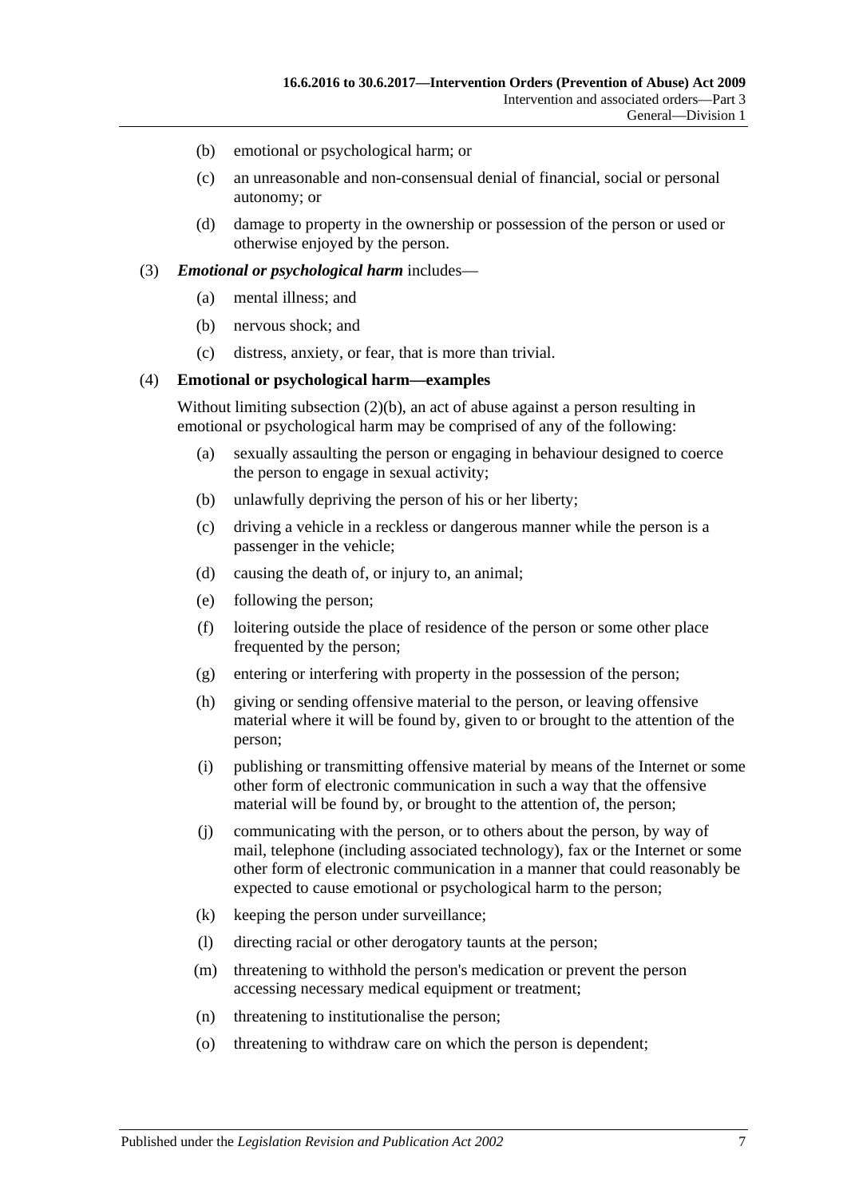(b) emotional or psychological harm; or

(c) an unreasonable and non-consensual denial of financial, social or personal autonomy; or

(d) damage to property in the ownership or possession of the person or used or otherwise enjoyed by the person.

(3) ***Emotional or psychological harm*** includes—

(a) mental illness; and

(b) nervous shock; and

(c) distress, anxiety, or fear, that is more than trivial.

(4) **Emotional or psychological harm—examples**

Without limiting subsection (2)(b), an act of abuse against a person resulting in emotional or psychological harm may be comprised of any of the following:

(a) sexually assaulting the person or engaging in behaviour designed to coerce the person to engage in sexual activity;

(b) unlawfully depriving the person of his or her liberty;

(c) driving a vehicle in a reckless or dangerous manner while the person is a passenger in the vehicle;

(d) causing the death of, or injury to, an animal;

(e) following the person;

(f) loitering outside the place of residence of the person or some other place frequented by the person;

(g) entering or interfering with property in the possession of the person;

(h) giving or sending offensive material to the person, or leaving offensive material where it will be found by, given to or brought to the attention of the person;

(i) publishing or transmitting offensive material by means of the Internet or some other form of electronic communication in such a way that the offensive material will be found by, or brought to the attention of, the person;

(j) communicating with the person, or to others about the person, by way of mail, telephone (including associated technology), fax or the Internet or some other form of electronic communication in a manner that could reasonably be expected to cause emotional or psychological harm to the person;

(k) keeping the person under surveillance;

(l) directing racial or other derogatory taunts at the person;

(m) threatening to withhold the person's medication or prevent the person accessing necessary medical equipment or treatment;

(n) threatening to institutionalise the person;

(o) threatening to withdraw care on which the person is dependent;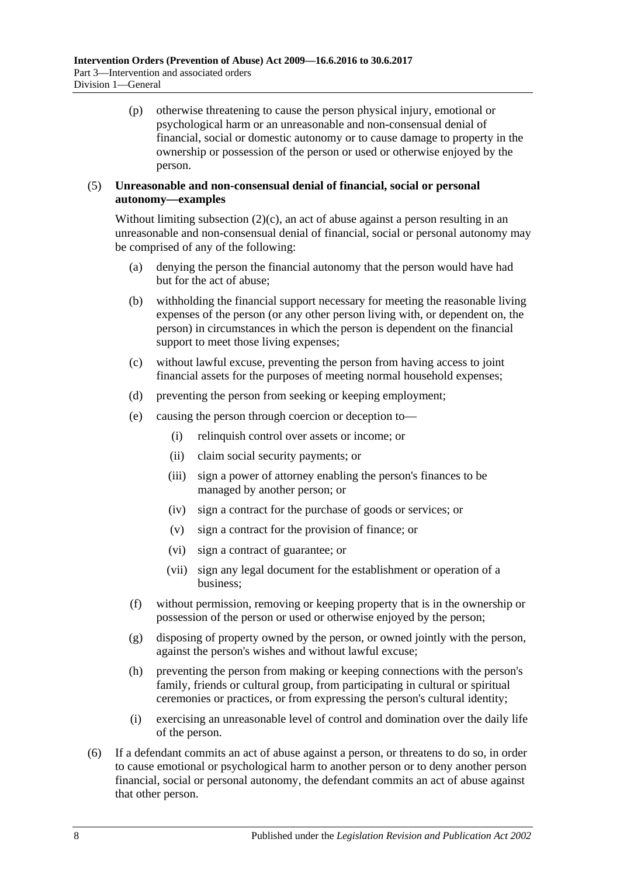(p) otherwise threatening to cause the person physical injury, emotional or psychological harm or an unreasonable and non-consensual denial of financial, social or domestic autonomy or to cause damage to property in the ownership or possession of the person or used or otherwise enjoyed by the person.

(5) **Unreasonable and non-consensual denial of financial, social or personal autonomy—examples**

Without limiting subsection (2)(c), an act of abuse against a person resulting in an unreasonable and non-consensual denial of financial, social or personal autonomy may be comprised of any of the following:

(a) denying the person the financial autonomy that the person would have had but for the act of abuse;

(b) withholding the financial support necessary for meeting the reasonable living expenses of the person (or any other person living with, or dependent on, the person) in circumstances in which the person is dependent on the financial support to meet those living expenses;

(c) without lawful excuse, preventing the person from having access to joint financial assets for the purposes of meeting normal household expenses;

(d) preventing the person from seeking or keeping employment;

(e) causing the person through coercion or deception to—

(i) relinquish control over assets or income; or

(ii) claim social security payments; or

(iii) sign a power of attorney enabling the person's finances to be managed by another person; or

(iv) sign a contract for the purchase of goods or services; or

(v) sign a contract for the provision of finance; or

(vi) sign a contract of guarantee; or

(vii) sign any legal document for the establishment or operation of a business;

(f) without permission, removing or keeping property that is in the ownership or possession of the person or used or otherwise enjoyed by the person;

(g) disposing of property owned by the person, or owned jointly with the person, against the person's wishes and without lawful excuse;

(h) preventing the person from making or keeping connections with the person's family, friends or cultural group, from participating in cultural or spiritual ceremonies or practices, or from expressing the person's cultural identity;

(i) exercising an unreasonable level of control and domination over the daily life of the person.

(6) If a defendant commits an act of abuse against a person, or threatens to do so, in order to cause emotional or psychological harm to another person or to deny another person financial, social or personal autonomy, the defendant commits an act of abuse against that other person.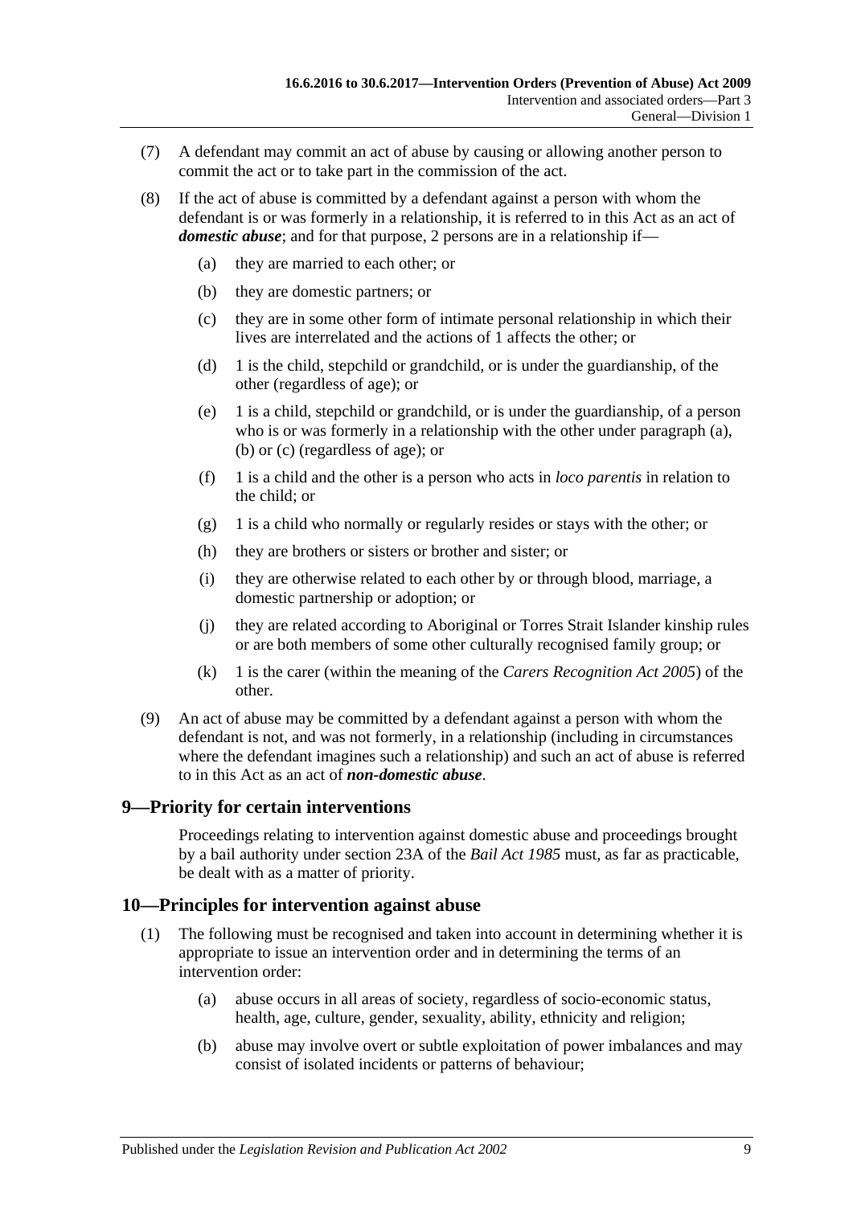(7) A defendant may commit an act of abuse by causing or allowing another person to commit the act or to take part in the commission of the act.

(8) If the act of abuse is committed by a defendant against a person with whom the defendant is or was formerly in a relationship, it is referred to in this Act as an act of ***domestic abuse***; and for that purpose, 2 persons are in a relationship if—

- (a) they are married to each other; or
- (b) they are domestic partners; or
- (c) they are in some other form of intimate personal relationship in which their lives are interrelated and the actions of 1 affects the other; or
- (d) 1 is the child, stepchild or grandchild, or is under the guardianship, of the other (regardless of age); or
- (e) 1 is a child, stepchild or grandchild, or is under the guardianship, of a person who is or was formerly in a relationship with the other under paragraph (a), (b) or (c) (regardless of age); or
- (f) 1 is a child and the other is a person who acts in *loco parentis* in relation to the child; or
- (g) 1 is a child who normally or regularly resides or stays with the other; or
- (h) they are brothers or sisters or brother and sister; or
- (i) they are otherwise related to each other by or through blood, marriage, a domestic partnership or adoption; or
- (j) they are related according to Aboriginal or Torres Strait Islander kinship rules or are both members of some other culturally recognised family group; or
- (k) 1 is the carer (within the meaning of the *Carers Recognition Act 2005*) of the other.

(9) An act of abuse may be committed by a defendant against a person with whom the defendant is not, and was not formerly, in a relationship (including in circumstances where the defendant imagines such a relationship) and such an act of abuse is referred to in this Act as an act of ***non-domestic abuse***.

## 9—Priority for certain interventions

Proceedings relating to intervention against domestic abuse and proceedings brought by a bail authority under section 23A of the *Bail Act 1985* must, as far as practicable, be dealt with as a matter of priority.

## 10—Principles for intervention against abuse

(1) The following must be recognised and taken into account in determining whether it is appropriate to issue an intervention order and in determining the terms of an intervention order:

- (a) abuse occurs in all areas of society, regardless of socio-economic status, health, age, culture, gender, sexuality, ability, ethnicity and religion;
- (b) abuse may involve overt or subtle exploitation of power imbalances and may consist of isolated incidents or patterns of behaviour;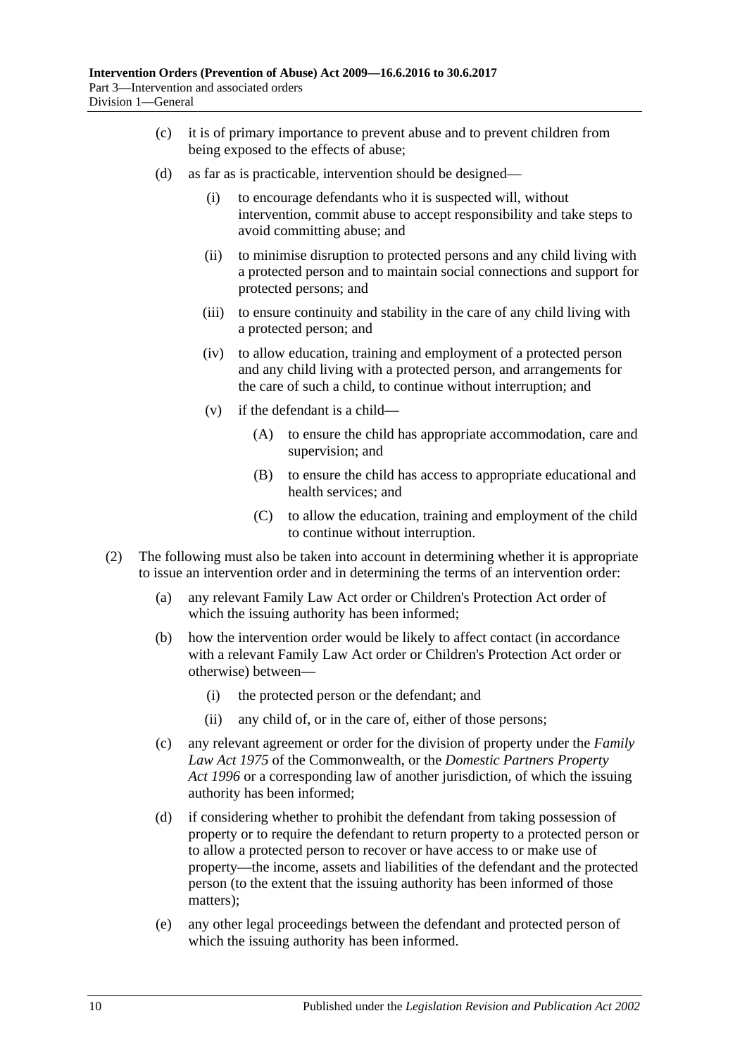(c) it is of primary importance to prevent abuse and to prevent children from being exposed to the effects of abuse;

(d) as far as is practicable, intervention should be designed—

(i) to encourage defendants who it is suspected will, without intervention, commit abuse to accept responsibility and take steps to avoid committing abuse; and

(ii) to minimise disruption to protected persons and any child living with a protected person and to maintain social connections and support for protected persons; and

(iii) to ensure continuity and stability in the care of any child living with a protected person; and

(iv) to allow education, training and employment of a protected person and any child living with a protected person, and arrangements for the care of such a child, to continue without interruption; and

(v) if the defendant is a child—

(A) to ensure the child has appropriate accommodation, care and supervision; and

(B) to ensure the child has access to appropriate educational and health services; and

(C) to allow the education, training and employment of the child to continue without interruption.

(2) The following must also be taken into account in determining whether it is appropriate to issue an intervention order and in determining the terms of an intervention order:

(a) any relevant Family Law Act order or Children's Protection Act order of which the issuing authority has been informed;

(b) how the intervention order would be likely to affect contact (in accordance with a relevant Family Law Act order or Children's Protection Act order or otherwise) between—

(i) the protected person or the defendant; and

(ii) any child of, or in the care of, either of those persons;

(c) any relevant agreement or order for the division of property under the *Family Law Act 1975* of the Commonwealth, or the *Domestic Partners Property Act 1996* or a corresponding law of another jurisdiction, of which the issuing authority has been informed;

(d) if considering whether to prohibit the defendant from taking possession of property or to require the defendant to return property to a protected person or to allow a protected person to recover or have access to or make use of property—the income, assets and liabilities of the defendant and the protected person (to the extent that the issuing authority has been informed of those matters);

(e) any other legal proceedings between the defendant and protected person of which the issuing authority has been informed.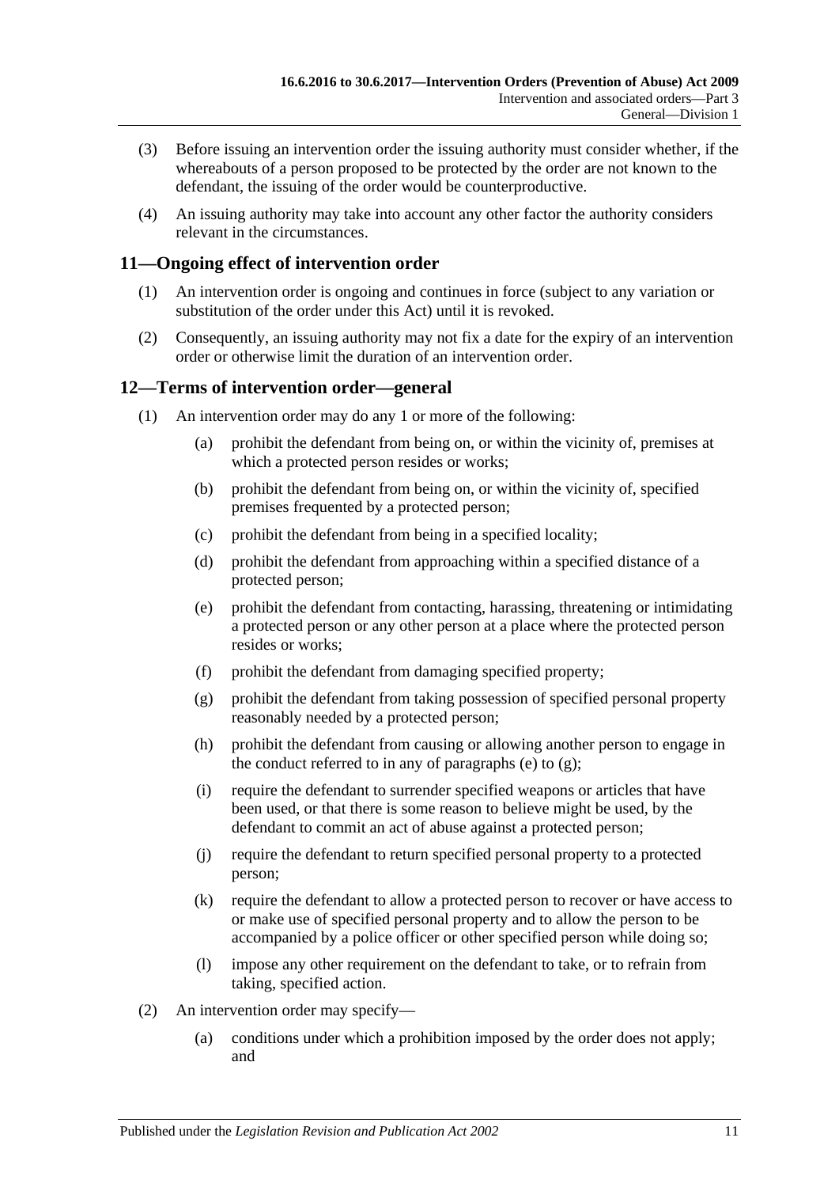(3) Before issuing an intervention order the issuing authority must consider whether, if the whereabouts of a person proposed to be protected by the order are not known to the defendant, the issuing of the order would be counterproductive.

(4) An issuing authority may take into account any other factor the authority considers relevant in the circumstances.

## 11—Ongoing effect of intervention order

(1) An intervention order is ongoing and continues in force (subject to any variation or substitution of the order under this Act) until it is revoked.

(2) Consequently, an issuing authority may not fix a date for the expiry of an intervention order or otherwise limit the duration of an intervention order.

## 12—Terms of intervention order—general

(1) An intervention order may do any 1 or more of the following:

- (a) prohibit the defendant from being on, or within the vicinity of, premises at which a protected person resides or works;
- (b) prohibit the defendant from being on, or within the vicinity of, specified premises frequented by a protected person;
- (c) prohibit the defendant from being in a specified locality;
- (d) prohibit the defendant from approaching within a specified distance of a protected person;
- (e) prohibit the defendant from contacting, harassing, threatening or intimidating a protected person or any other person at a place where the protected person resides or works;
- (f) prohibit the defendant from damaging specified property;
- (g) prohibit the defendant from taking possession of specified personal property reasonably needed by a protected person;
- (h) prohibit the defendant from causing or allowing another person to engage in the conduct referred to in any of paragraphs (e) to (g);
- (i) require the defendant to surrender specified weapons or articles that have been used, or that there is some reason to believe might be used, by the defendant to commit an act of abuse against a protected person;
- (j) require the defendant to return specified personal property to a protected person;
- (k) require the defendant to allow a protected person to recover or have access to or make use of specified personal property and to allow the person to be accompanied by a police officer or other specified person while doing so;
- (l) impose any other requirement on the defendant to take, or to refrain from taking, specified action.

(2) An intervention order may specify—

- (a) conditions under which a prohibition imposed by the order does not apply; and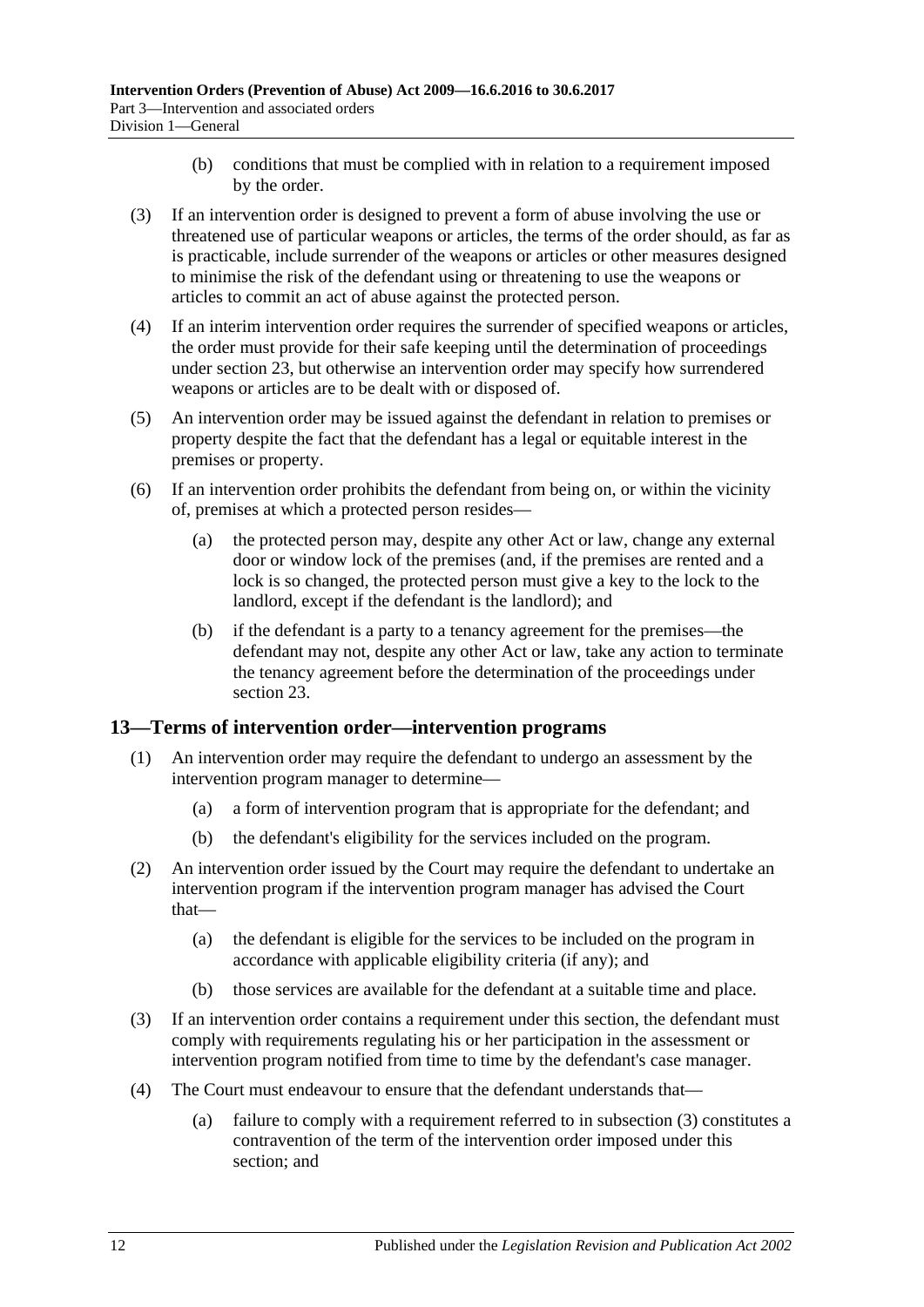(b) conditions that must be complied with in relation to a requirement imposed by the order.

(3) If an intervention order is designed to prevent a form of abuse involving the use or threatened use of particular weapons or articles, the terms of the order should, as far as is practicable, include surrender of the weapons or articles or other measures designed to minimise the risk of the defendant using or threatening to use the weapons or articles to commit an act of abuse against the protected person.

(4) If an interim intervention order requires the surrender of specified weapons or articles, the order must provide for their safe keeping until the determination of proceedings under section 23, but otherwise an intervention order may specify how surrendered weapons or articles are to be dealt with or disposed of.

(5) An intervention order may be issued against the defendant in relation to premises or property despite the fact that the defendant has a legal or equitable interest in the premises or property.

(6) If an intervention order prohibits the defendant from being on, or within the vicinity of, premises at which a protected person resides—

(a) the protected person may, despite any other Act or law, change any external door or window lock of the premises (and, if the premises are rented and a lock is so changed, the protected person must give a key to the lock to the landlord, except if the defendant is the landlord); and

(b) if the defendant is a party to a tenancy agreement for the premises—the defendant may not, despite any other Act or law, take any action to terminate the tenancy agreement before the determination of the proceedings under section 23.

## 13—Terms of intervention order—intervention programs

(1) An intervention order may require the defendant to undergo an assessment by the intervention program manager to determine—

(a) a form of intervention program that is appropriate for the defendant; and

(b) the defendant's eligibility for the services included on the program.

(2) An intervention order issued by the Court may require the defendant to undertake an intervention program if the intervention program manager has advised the Court that—

(a) the defendant is eligible for the services to be included on the program in accordance with applicable eligibility criteria (if any); and

(b) those services are available for the defendant at a suitable time and place.

(3) If an intervention order contains a requirement under this section, the defendant must comply with requirements regulating his or her participation in the assessment or intervention program notified from time to time by the defendant's case manager.

(4) The Court must endeavour to ensure that the defendant understands that—

(a) failure to comply with a requirement referred to in subsection (3) constitutes a contravention of the term of the intervention order imposed under this section; and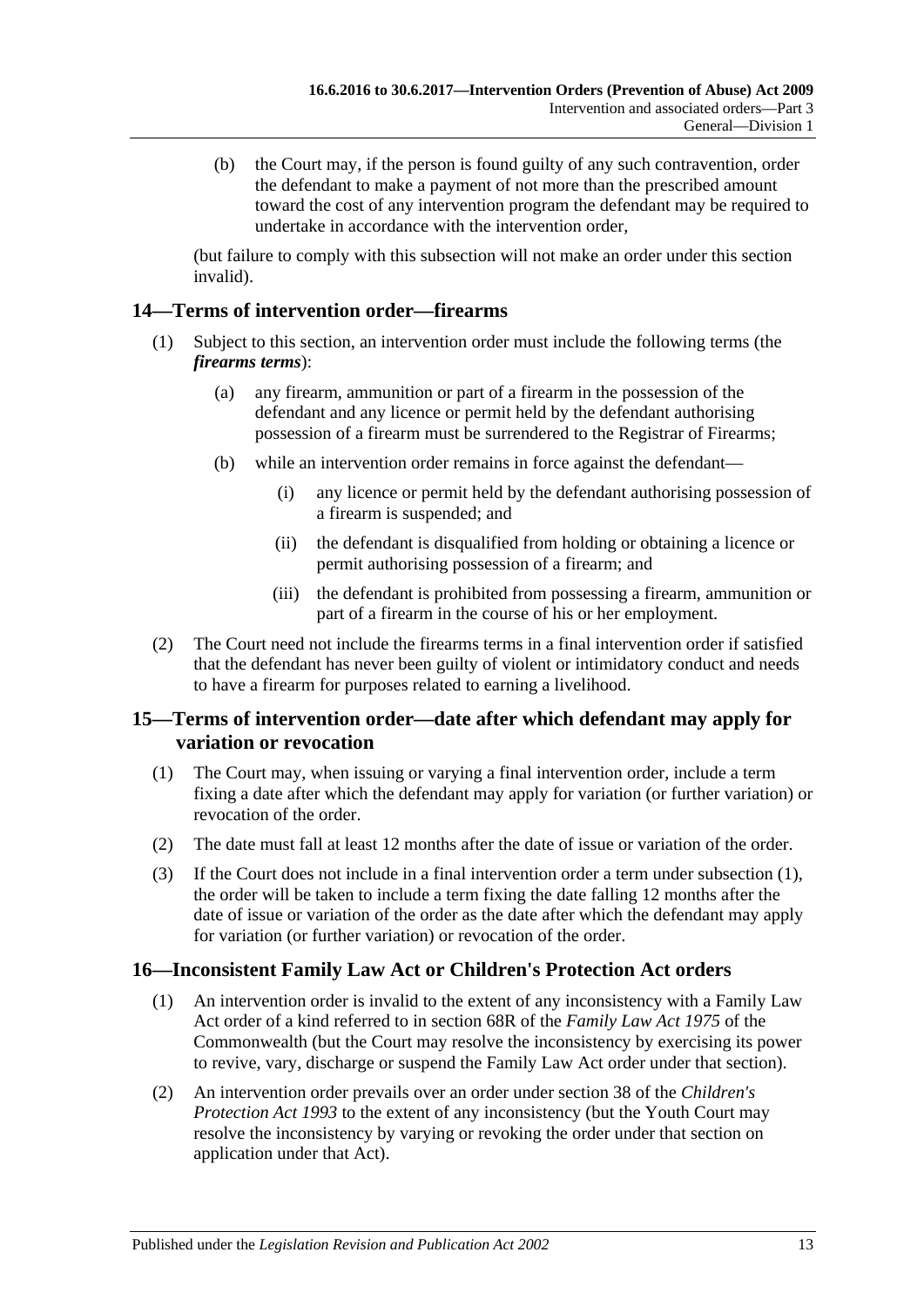(b) the Court may, if the person is found guilty of any such contravention, order the defendant to make a payment of not more than the prescribed amount toward the cost of any intervention program the defendant may be required to undertake in accordance with the intervention order,

(but failure to comply with this subsection will not make an order under this section invalid).

## 14—Terms of intervention order—firearms

(1) Subject to this section, an intervention order must include the following terms (the ***firearms terms***):

(a) any firearm, ammunition or part of a firearm in the possession of the defendant and any licence or permit held by the defendant authorising possession of a firearm must be surrendered to the Registrar of Firearms;

(b) while an intervention order remains in force against the defendant—

(i) any licence or permit held by the defendant authorising possession of a firearm is suspended; and

(ii) the defendant is disqualified from holding or obtaining a licence or permit authorising possession of a firearm; and

(iii) the defendant is prohibited from possessing a firearm, ammunition or part of a firearm in the course of his or her employment.

(2) The Court need not include the firearms terms in a final intervention order if satisfied that the defendant has never been guilty of violent or intimidatory conduct and needs to have a firearm for purposes related to earning a livelihood.

## 15—Terms of intervention order—date after which defendant may apply for variation or revocation

(1) The Court may, when issuing or varying a final intervention order, include a term fixing a date after which the defendant may apply for variation (or further variation) or revocation of the order.

(2) The date must fall at least 12 months after the date of issue or variation of the order.

(3) If the Court does not include in a final intervention order a term under subsection (1), the order will be taken to include a term fixing the date falling 12 months after the date of issue or variation of the order as the date after which the defendant may apply for variation (or further variation) or revocation of the order.

## 16—Inconsistent Family Law Act or Children's Protection Act orders

(1) An intervention order is invalid to the extent of any inconsistency with a Family Law Act order of a kind referred to in section 68R of the *Family Law Act 1975* of the Commonwealth (but the Court may resolve the inconsistency by exercising its power to revive, vary, discharge or suspend the Family Law Act order under that section).

(2) An intervention order prevails over an order under section 38 of the *Children's Protection Act 1993* to the extent of any inconsistency (but the Youth Court may resolve the inconsistency by varying or revoking the order under that section on application under that Act).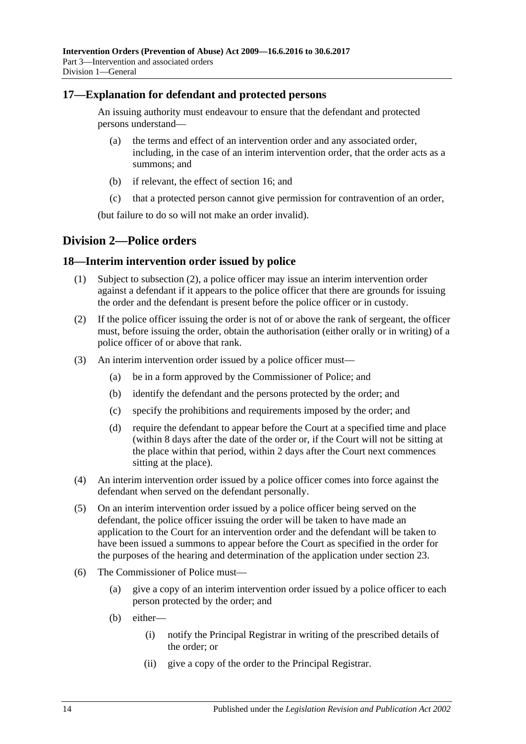## 17—Explanation for defendant and protected persons

An issuing authority must endeavour to ensure that the defendant and protected persons understand—

(a) the terms and effect of an intervention order and any associated order, including, in the case of an interim intervention order, that the order acts as a summons; and

(b) if relevant, the effect of section 16; and

(c) that a protected person cannot give permission for contravention of an order,

(but failure to do so will not make an order invalid).

# Division 2—Police orders

## 18—Interim intervention order issued by police

(1) Subject to subsection (2), a police officer may issue an interim intervention order against a defendant if it appears to the police officer that there are grounds for issuing the order and the defendant is present before the police officer or in custody.

(2) If the police officer issuing the order is not of or above the rank of sergeant, the officer must, before issuing the order, obtain the authorisation (either orally or in writing) of a police officer of or above that rank.

(3) An interim intervention order issued by a police officer must—

(a) be in a form approved by the Commissioner of Police; and

(b) identify the defendant and the persons protected by the order; and

(c) specify the prohibitions and requirements imposed by the order; and

(d) require the defendant to appear before the Court at a specified time and place (within 8 days after the date of the order or, if the Court will not be sitting at the place within that period, within 2 days after the Court next commences sitting at the place).

(4) An interim intervention order issued by a police officer comes into force against the defendant when served on the defendant personally.

(5) On an interim intervention order issued by a police officer being served on the defendant, the police officer issuing the order will be taken to have made an application to the Court for an intervention order and the defendant will be taken to have been issued a summons to appear before the Court as specified in the order for the purposes of the hearing and determination of the application under section 23.

(6) The Commissioner of Police must—

(a) give a copy of an interim intervention order issued by a police officer to each person protected by the order; and

(b) either—

(i) notify the Principal Registrar in writing of the prescribed details of the order; or

(ii) give a copy of the order to the Principal Registrar.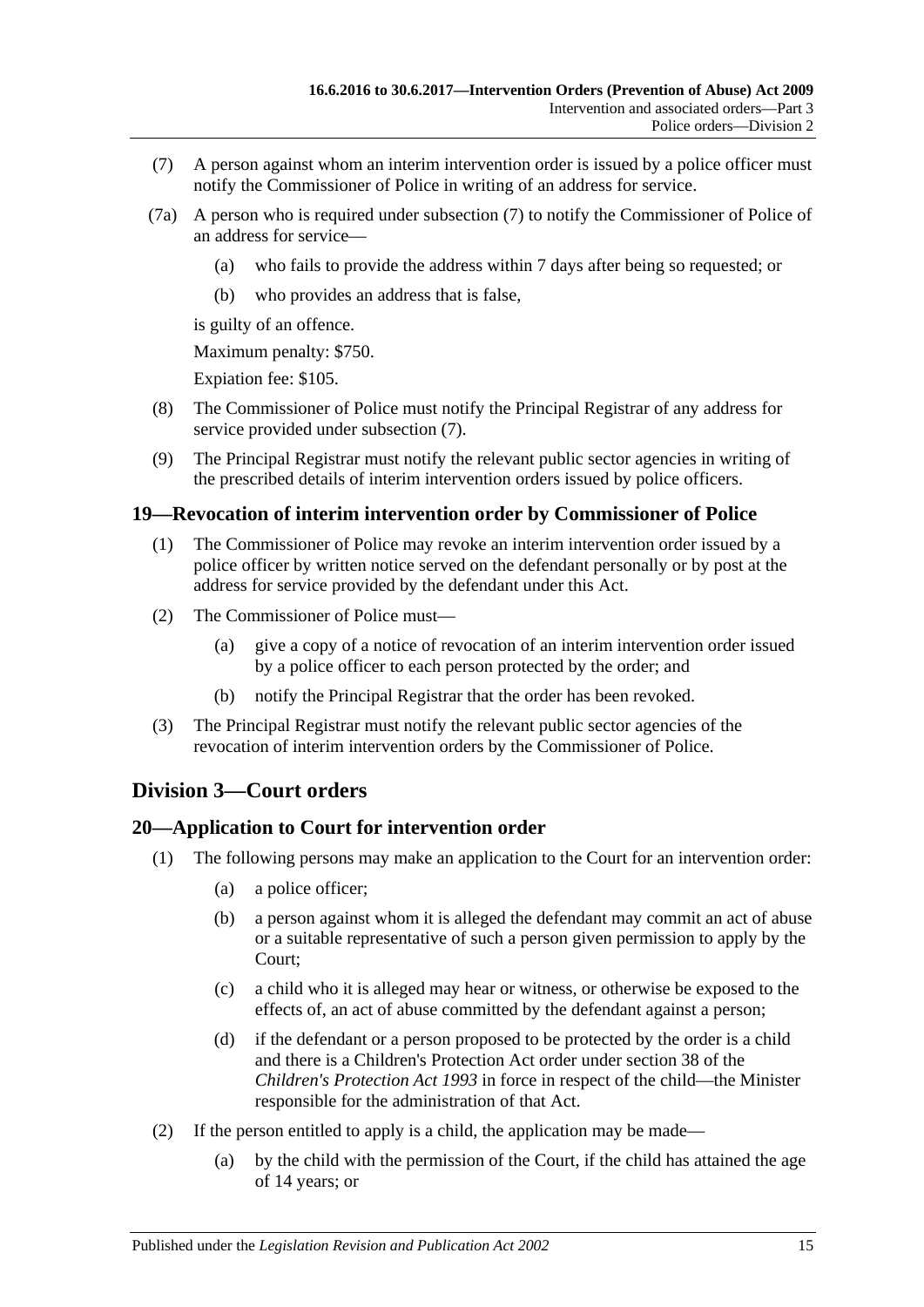(7) A person against whom an interim intervention order is issued by a police officer must notify the Commissioner of Police in writing of an address for service.

(7a) A person who is required under subsection (7) to notify the Commissioner of Police of an address for service—

(a) who fails to provide the address within 7 days after being so requested; or

(b) who provides an address that is false,

is guilty of an offence.

Maximum penalty: $750.

Expiation fee: $105.

(8) The Commissioner of Police must notify the Principal Registrar of any address for service provided under subsection (7).

(9) The Principal Registrar must notify the relevant public sector agencies in writing of the prescribed details of interim intervention orders issued by police officers.

## 19—Revocation of interim intervention order by Commissioner of Police

(1) The Commissioner of Police may revoke an interim intervention order issued by a police officer by written notice served on the defendant personally or by post at the address for service provided by the defendant under this Act.

(2) The Commissioner of Police must—

(a) give a copy of a notice of revocation of an interim intervention order issued by a police officer to each person protected by the order; and

(b) notify the Principal Registrar that the order has been revoked.

(3) The Principal Registrar must notify the relevant public sector agencies of the revocation of interim intervention orders by the Commissioner of Police.

# Division 3—Court orders

## 20—Application to Court for intervention order

(1) The following persons may make an application to the Court for an intervention order:

(a) a police officer;

(b) a person against whom it is alleged the defendant may commit an act of abuse or a suitable representative of such a person given permission to apply by the Court;

(c) a child who it is alleged may hear or witness, or otherwise be exposed to the effects of, an act of abuse committed by the defendant against a person;

(d) if the defendant or a person proposed to be protected by the order is a child and there is a Children's Protection Act order under section 38 of the *Children's Protection Act 1993* in force in respect of the child—the Minister responsible for the administration of that Act.

(2) If the person entitled to apply is a child, the application may be made—

(a) by the child with the permission of the Court, if the child has attained the age of 14 years; or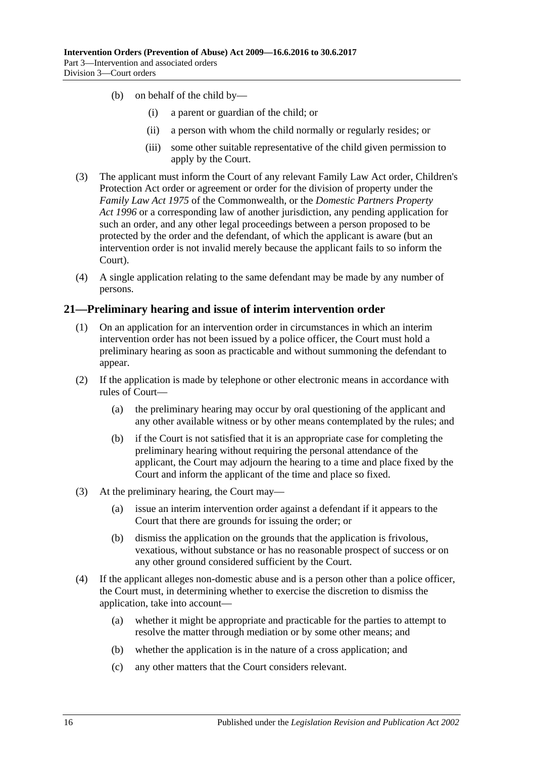(b) on behalf of the child by—

  (i) a parent or guardian of the child; or

  (ii) a person with whom the child normally or regularly resides; or

  (iii) some other suitable representative of the child given permission to apply by the Court.

(3) The applicant must inform the Court of any relevant Family Law Act order, Children's Protection Act order or agreement or order for the division of property under the *Family Law Act 1975* of the Commonwealth, or the *Domestic Partners Property Act 1996* or a corresponding law of another jurisdiction, any pending application for such an order, and any other legal proceedings between a person proposed to be protected by the order and the defendant, of which the applicant is aware (but an intervention order is not invalid merely because the applicant fails to so inform the Court).

(4) A single application relating to the same defendant may be made by any number of persons.

## 21—Preliminary hearing and issue of interim intervention order

(1) On an application for an intervention order in circumstances in which an interim intervention order has not been issued by a police officer, the Court must hold a preliminary hearing as soon as practicable and without summoning the defendant to appear.

(2) If the application is made by telephone or other electronic means in accordance with rules of Court—

  (a) the preliminary hearing may occur by oral questioning of the applicant and any other available witness or by other means contemplated by the rules; and

  (b) if the Court is not satisfied that it is an appropriate case for completing the preliminary hearing without requiring the personal attendance of the applicant, the Court may adjourn the hearing to a time and place fixed by the Court and inform the applicant of the time and place so fixed.

(3) At the preliminary hearing, the Court may—

  (a) issue an interim intervention order against a defendant if it appears to the Court that there are grounds for issuing the order; or

  (b) dismiss the application on the grounds that the application is frivolous, vexatious, without substance or has no reasonable prospect of success or on any other ground considered sufficient by the Court.

(4) If the applicant alleges non-domestic abuse and is a person other than a police officer, the Court must, in determining whether to exercise the discretion to dismiss the application, take into account—

  (a) whether it might be appropriate and practicable for the parties to attempt to resolve the matter through mediation or by some other means; and

  (b) whether the application is in the nature of a cross application; and

  (c) any other matters that the Court considers relevant.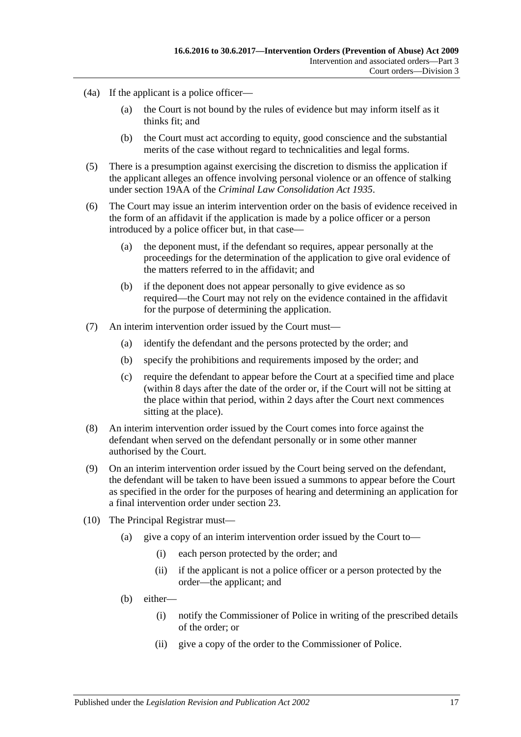(4a) If the applicant is a police officer—

(a) the Court is not bound by the rules of evidence but may inform itself as it thinks fit; and

(b) the Court must act according to equity, good conscience and the substantial merits of the case without regard to technicalities and legal forms.

(5) There is a presumption against exercising the discretion to dismiss the application if the applicant alleges an offence involving personal violence or an offence of stalking under section 19AA of the *Criminal Law Consolidation Act 1935*.

(6) The Court may issue an interim intervention order on the basis of evidence received in the form of an affidavit if the application is made by a police officer or a person introduced by a police officer but, in that case—

(a) the deponent must, if the defendant so requires, appear personally at the proceedings for the determination of the application to give oral evidence of the matters referred to in the affidavit; and

(b) if the deponent does not appear personally to give evidence as so required—the Court may not rely on the evidence contained in the affidavit for the purpose of determining the application.

(7) An interim intervention order issued by the Court must—

(a) identify the defendant and the persons protected by the order; and

(b) specify the prohibitions and requirements imposed by the order; and

(c) require the defendant to appear before the Court at a specified time and place (within 8 days after the date of the order or, if the Court will not be sitting at the place within that period, within 2 days after the Court next commences sitting at the place).

(8) An interim intervention order issued by the Court comes into force against the defendant when served on the defendant personally or in some other manner authorised by the Court.

(9) On an interim intervention order issued by the Court being served on the defendant, the defendant will be taken to have been issued a summons to appear before the Court as specified in the order for the purposes of hearing and determining an application for a final intervention order under section 23.

(10) The Principal Registrar must—

(a) give a copy of an interim intervention order issued by the Court to—

(i) each person protected by the order; and

(ii) if the applicant is not a police officer or a person protected by the order—the applicant; and

(b) either—

(i) notify the Commissioner of Police in writing of the prescribed details of the order; or

(ii) give a copy of the order to the Commissioner of Police.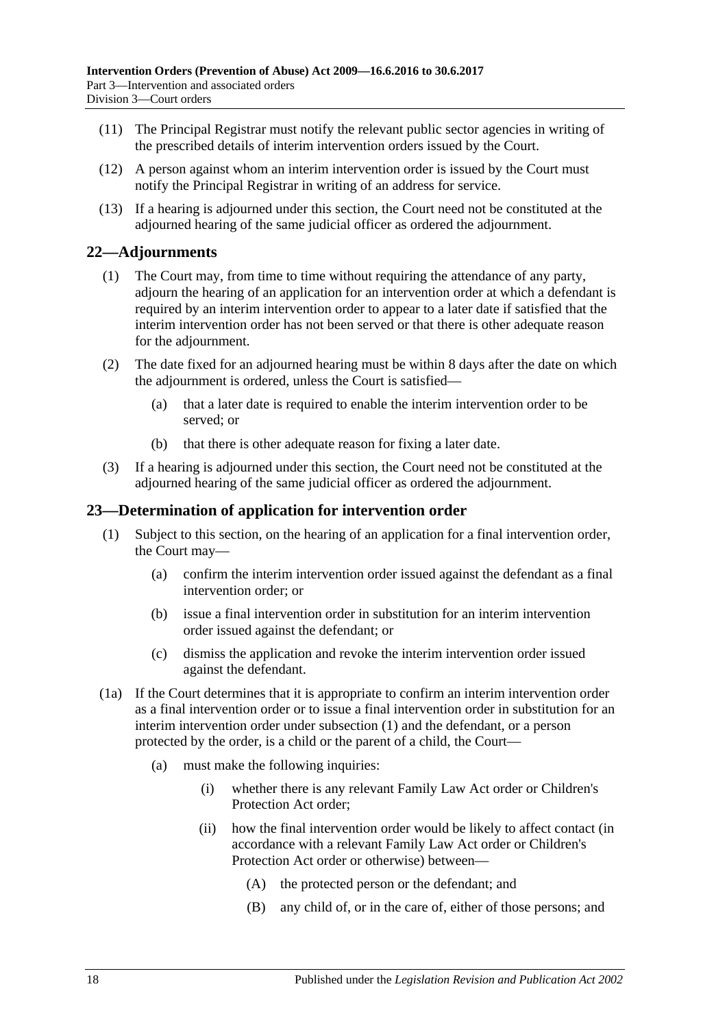(11) The Principal Registrar must notify the relevant public sector agencies in writing of the prescribed details of interim intervention orders issued by the Court.

(12) A person against whom an interim intervention order is issued by the Court must notify the Principal Registrar in writing of an address for service.

(13) If a hearing is adjourned under this section, the Court need not be constituted at the adjourned hearing of the same judicial officer as ordered the adjournment.

## 22—Adjournments

(1) The Court may, from time to time without requiring the attendance of any party, adjourn the hearing of an application for an intervention order at which a defendant is required by an interim intervention order to appear to a later date if satisfied that the interim intervention order has not been served or that there is other adequate reason for the adjournment.

(2) The date fixed for an adjourned hearing must be within 8 days after the date on which the adjournment is ordered, unless the Court is satisfied—

- (a) that a later date is required to enable the interim intervention order to be served; or
- (b) that there is other adequate reason for fixing a later date.

(3) If a hearing is adjourned under this section, the Court need not be constituted at the adjourned hearing of the same judicial officer as ordered the adjournment.

## 23—Determination of application for intervention order

(1) Subject to this section, on the hearing of an application for a final intervention order, the Court may—

- (a) confirm the interim intervention order issued against the defendant as a final intervention order; or
- (b) issue a final intervention order in substitution for an interim intervention order issued against the defendant; or
- (c) dismiss the application and revoke the interim intervention order issued against the defendant.

(1a) If the Court determines that it is appropriate to confirm an interim intervention order as a final intervention order or to issue a final intervention order in substitution for an interim intervention order under subsection (1) and the defendant, or a person protected by the order, is a child or the parent of a child, the Court—

- (a) must make the following inquiries:
  - (i) whether there is any relevant Family Law Act order or Children's Protection Act order;
  - (ii) how the final intervention order would be likely to affect contact (in accordance with a relevant Family Law Act order or Children's Protection Act order or otherwise) between—
    - (A) the protected person or the defendant; and
    - (B) any child of, or in the care of, either of those persons; and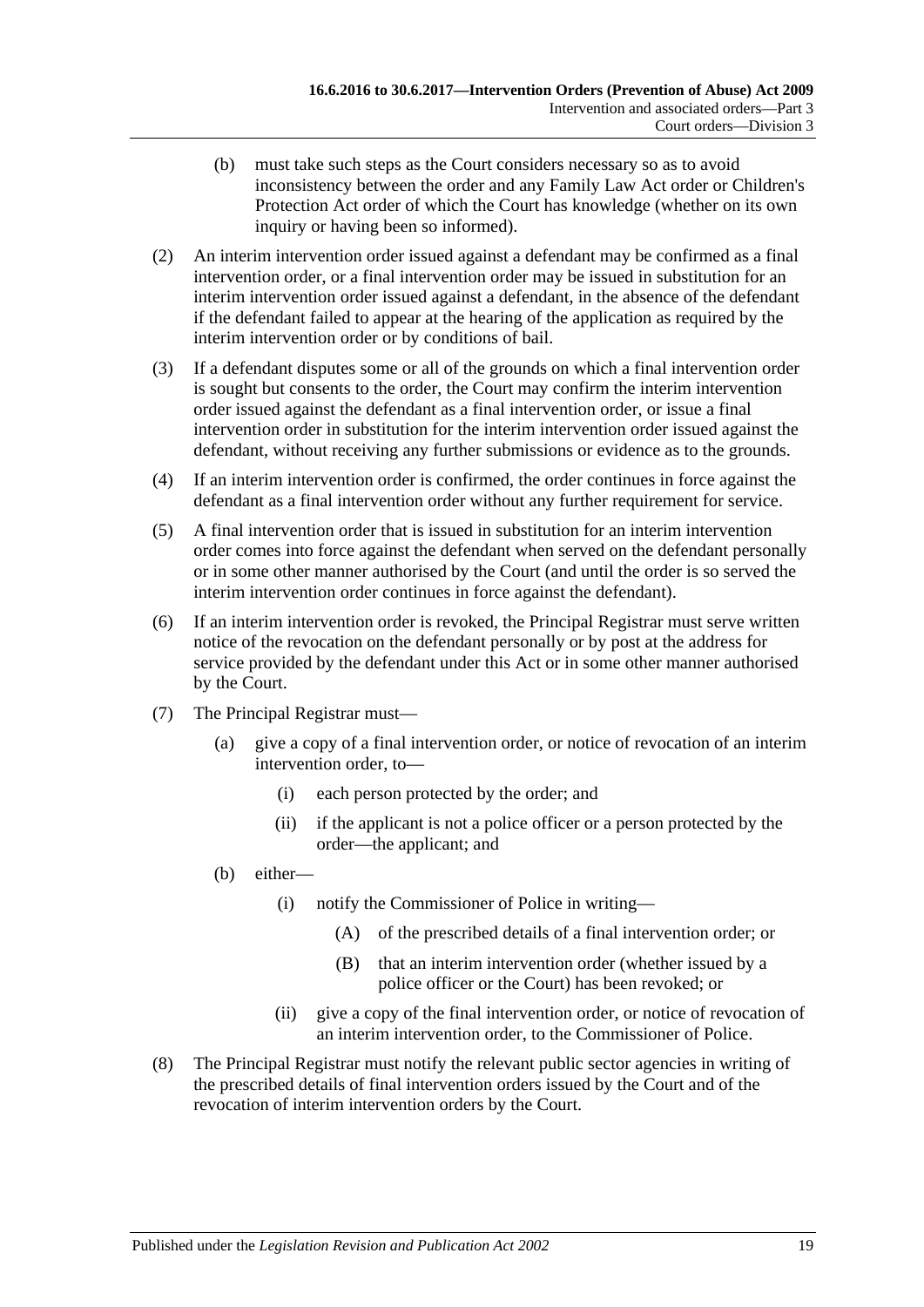(b) must take such steps as the Court considers necessary so as to avoid inconsistency between the order and any Family Law Act order or Children's Protection Act order of which the Court has knowledge (whether on its own inquiry or having been so informed).

(2) An interim intervention order issued against a defendant may be confirmed as a final intervention order, or a final intervention order may be issued in substitution for an interim intervention order issued against a defendant, in the absence of the defendant if the defendant failed to appear at the hearing of the application as required by the interim intervention order or by conditions of bail.

(3) If a defendant disputes some or all of the grounds on which a final intervention order is sought but consents to the order, the Court may confirm the interim intervention order issued against the defendant as a final intervention order, or issue a final intervention order in substitution for the interim intervention order issued against the defendant, without receiving any further submissions or evidence as to the grounds.

(4) If an interim intervention order is confirmed, the order continues in force against the defendant as a final intervention order without any further requirement for service.

(5) A final intervention order that is issued in substitution for an interim intervention order comes into force against the defendant when served on the defendant personally or in some other manner authorised by the Court (and until the order is so served the interim intervention order continues in force against the defendant).

(6) If an interim intervention order is revoked, the Principal Registrar must serve written notice of the revocation on the defendant personally or by post at the address for service provided by the defendant under this Act or in some other manner authorised by the Court.

(7) The Principal Registrar must—

(a) give a copy of a final intervention order, or notice of revocation of an interim intervention order, to—

(i) each person protected by the order; and

(ii) if the applicant is not a police officer or a person protected by the order—the applicant; and

(b) either—

(i) notify the Commissioner of Police in writing—

(A) of the prescribed details of a final intervention order; or

(B) that an interim intervention order (whether issued by a police officer or the Court) has been revoked; or

(ii) give a copy of the final intervention order, or notice of revocation of an interim intervention order, to the Commissioner of Police.

(8) The Principal Registrar must notify the relevant public sector agencies in writing of the prescribed details of final intervention orders issued by the Court and of the revocation of interim intervention orders by the Court.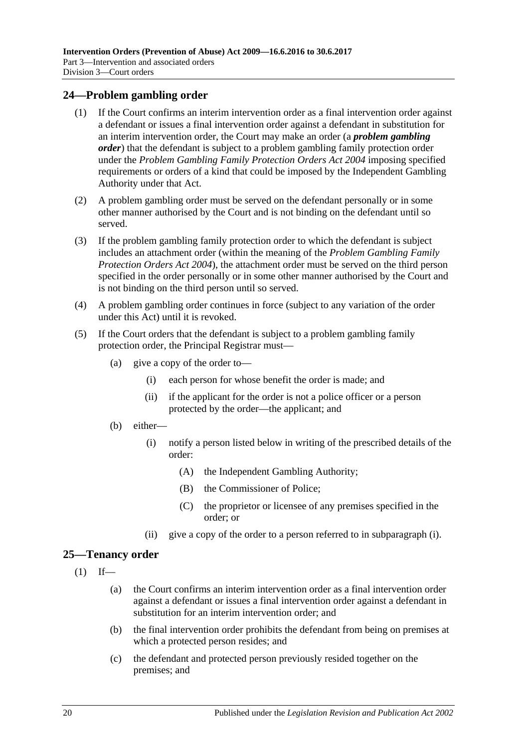## 24—Problem gambling order

(1) If the Court confirms an interim intervention order as a final intervention order against a defendant or issues a final intervention order against a defendant in substitution for an interim intervention order, the Court may make an order (a ***problem gambling order***) that the defendant is subject to a problem gambling family protection order under the *Problem Gambling Family Protection Orders Act 2004* imposing specified requirements or orders of a kind that could be imposed by the Independent Gambling Authority under that Act.

(2) A problem gambling order must be served on the defendant personally or in some other manner authorised by the Court and is not binding on the defendant until so served.

(3) If the problem gambling family protection order to which the defendant is subject includes an attachment order (within the meaning of the *Problem Gambling Family Protection Orders Act 2004*), the attachment order must be served on the third person specified in the order personally or in some other manner authorised by the Court and is not binding on the third person until so served.

(4) A problem gambling order continues in force (subject to any variation of the order under this Act) until it is revoked.

(5) If the Court orders that the defendant is subject to a problem gambling family protection order, the Principal Registrar must—

- (a) give a copy of the order to—
  - (i) each person for whose benefit the order is made; and
  - (ii) if the applicant for the order is not a police officer or a person protected by the order—the applicant; and
- (b) either—
  - (i) notify a person listed below in writing of the prescribed details of the order:
    - (A) the Independent Gambling Authority;
    - (B) the Commissioner of Police;
    - (C) the proprietor or licensee of any premises specified in the order; or
  - (ii) give a copy of the order to a person referred to in subparagraph (i).

## 25—Tenancy order

(1) If—

- (a) the Court confirms an interim intervention order as a final intervention order against a defendant or issues a final intervention order against a defendant in substitution for an interim intervention order; and
- (b) the final intervention order prohibits the defendant from being on premises at which a protected person resides; and
- (c) the defendant and protected person previously resided together on the premises; and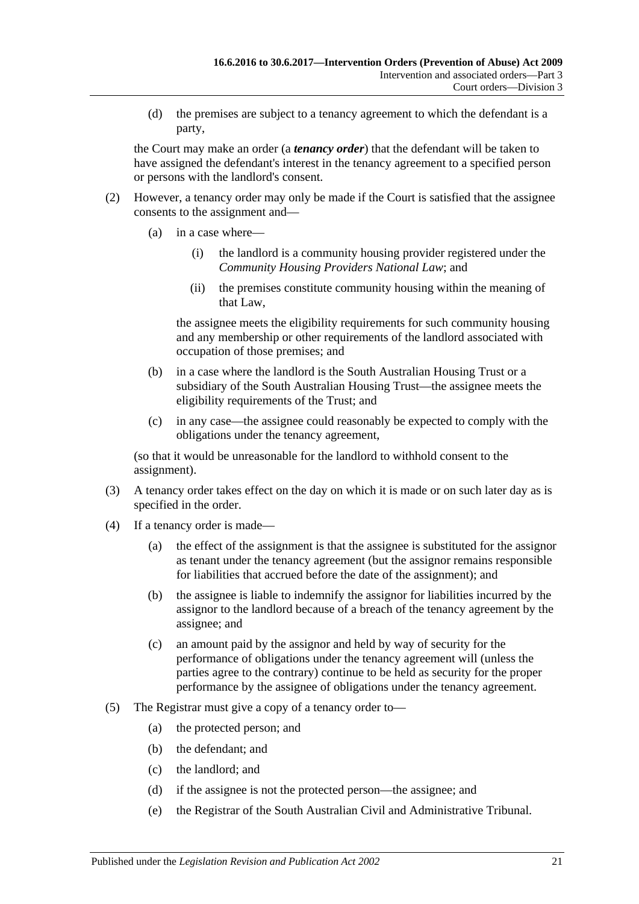(d) the premises are subject to a tenancy agreement to which the defendant is a party,

the Court may make an order (a ***tenancy order***) that the defendant will be taken to have assigned the defendant's interest in the tenancy agreement to a specified person or persons with the landlord's consent.

(2) However, a tenancy order may only be made if the Court is satisfied that the assignee consents to the assignment and—

(a) in a case where—

(i) the landlord is a community housing provider registered under the *Community Housing Providers National Law*; and

(ii) the premises constitute community housing within the meaning of that Law,

the assignee meets the eligibility requirements for such community housing and any membership or other requirements of the landlord associated with occupation of those premises; and

(b) in a case where the landlord is the South Australian Housing Trust or a subsidiary of the South Australian Housing Trust—the assignee meets the eligibility requirements of the Trust; and

(c) in any case—the assignee could reasonably be expected to comply with the obligations under the tenancy agreement,

(so that it would be unreasonable for the landlord to withhold consent to the assignment).

(3) A tenancy order takes effect on the day on which it is made or on such later day as is specified in the order.

(4) If a tenancy order is made—

(a) the effect of the assignment is that the assignee is substituted for the assignor as tenant under the tenancy agreement (but the assignor remains responsible for liabilities that accrued before the date of the assignment); and

(b) the assignee is liable to indemnify the assignor for liabilities incurred by the assignor to the landlord because of a breach of the tenancy agreement by the assignee; and

(c) an amount paid by the assignor and held by way of security for the performance of obligations under the tenancy agreement will (unless the parties agree to the contrary) continue to be held as security for the proper performance by the assignee of obligations under the tenancy agreement.

(5) The Registrar must give a copy of a tenancy order to—

(a) the protected person; and

(b) the defendant; and

(c) the landlord; and

(d) if the assignee is not the protected person—the assignee; and

(e) the Registrar of the South Australian Civil and Administrative Tribunal.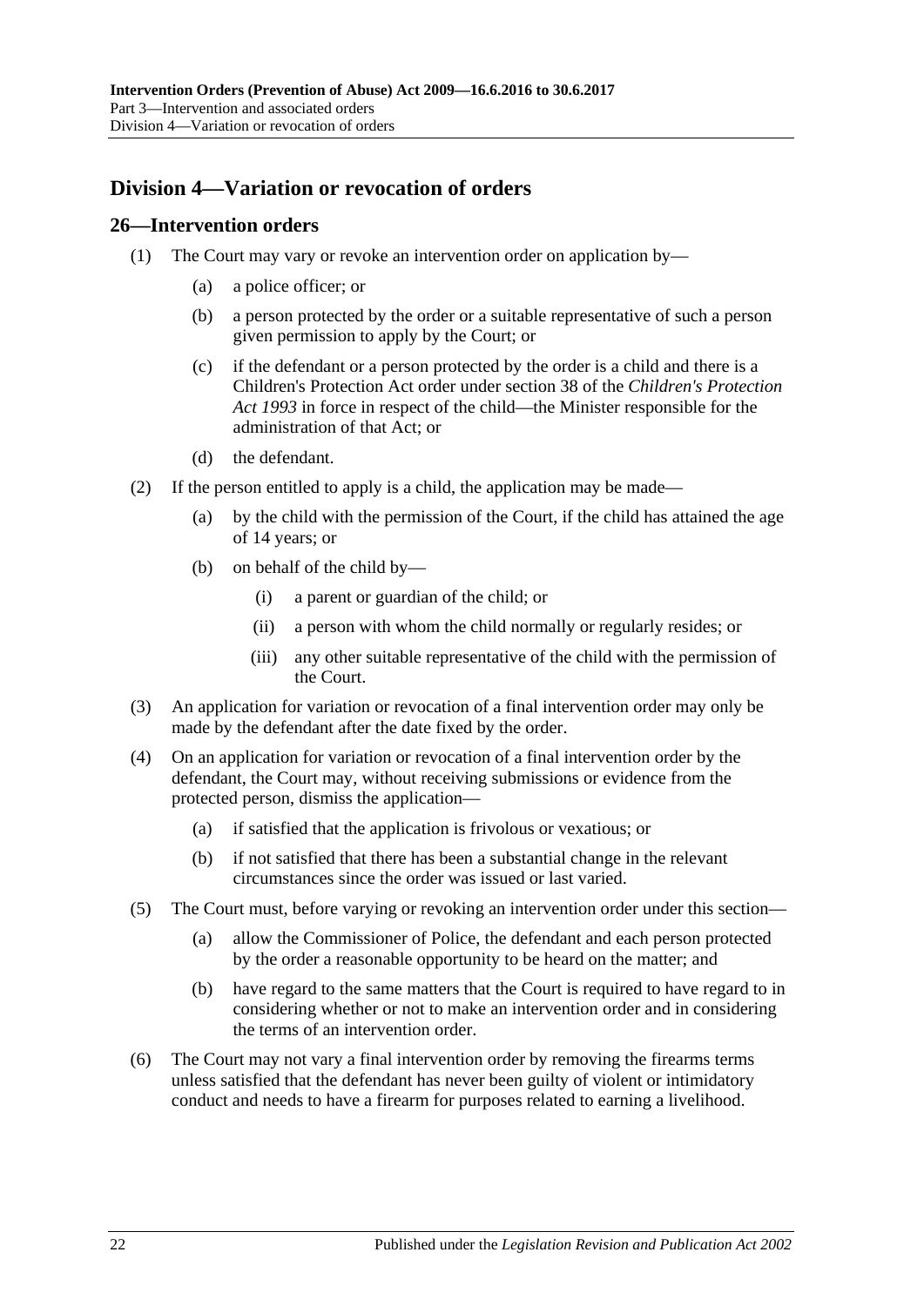## Division 4—Variation or revocation of orders

### 26—Intervention orders

(1) The Court may vary or revoke an intervention order on application by—

- (a) a police officer; or
- (b) a person protected by the order or a suitable representative of such a person given permission to apply by the Court; or
- (c) if the defendant or a person protected by the order is a child and there is a Children's Protection Act order under section 38 of the *Children's Protection Act 1993* in force in respect of the child—the Minister responsible for the administration of that Act; or
- (d) the defendant.

(2) If the person entitled to apply is a child, the application may be made—

- (a) by the child with the permission of the Court, if the child has attained the age of 14 years; or
- (b) on behalf of the child by—
  - (i) a parent or guardian of the child; or
  - (ii) a person with whom the child normally or regularly resides; or
  - (iii) any other suitable representative of the child with the permission of the Court.

(3) An application for variation or revocation of a final intervention order may only be made by the defendant after the date fixed by the order.

(4) On an application for variation or revocation of a final intervention order by the defendant, the Court may, without receiving submissions or evidence from the protected person, dismiss the application—

- (a) if satisfied that the application is frivolous or vexatious; or
- (b) if not satisfied that there has been a substantial change in the relevant circumstances since the order was issued or last varied.

(5) The Court must, before varying or revoking an intervention order under this section—

- (a) allow the Commissioner of Police, the defendant and each person protected by the order a reasonable opportunity to be heard on the matter; and
- (b) have regard to the same matters that the Court is required to have regard to in considering whether or not to make an intervention order and in considering the terms of an intervention order.

(6) The Court may not vary a final intervention order by removing the firearms terms unless satisfied that the defendant has never been guilty of violent or intimidatory conduct and needs to have a firearm for purposes related to earning a livelihood.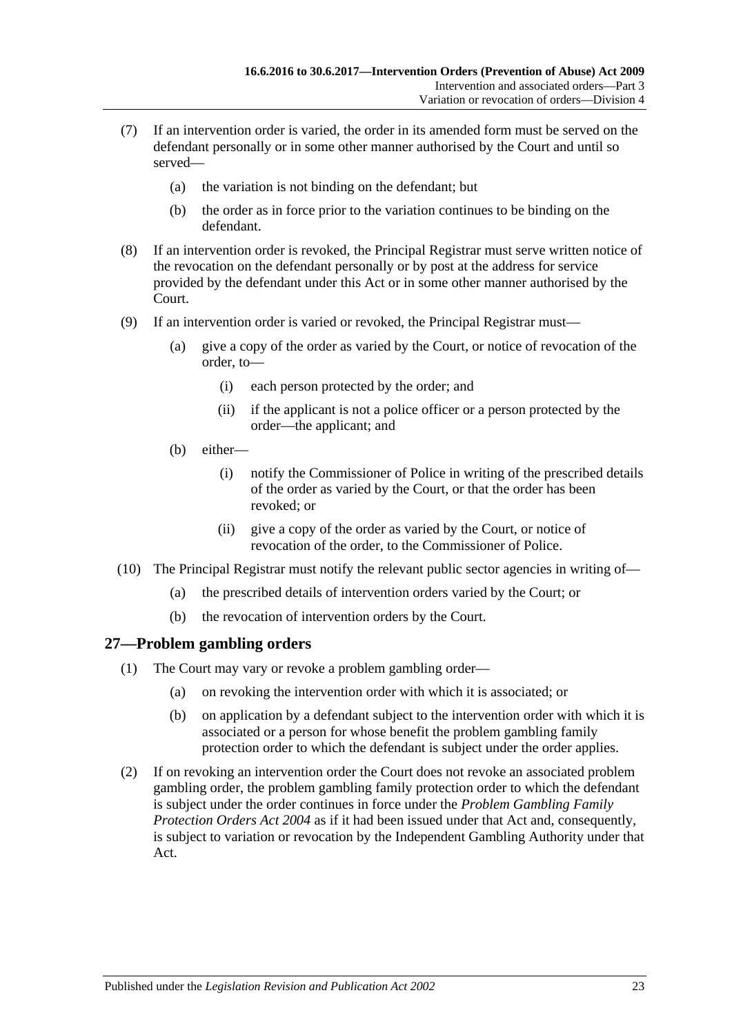(7) If an intervention order is varied, the order in its amended form must be served on the defendant personally or in some other manner authorised by the Court and until so served—

(a) the variation is not binding on the defendant; but

(b) the order as in force prior to the variation continues to be binding on the defendant.

(8) If an intervention order is revoked, the Principal Registrar must serve written notice of the revocation on the defendant personally or by post at the address for service provided by the defendant under this Act or in some other manner authorised by the Court.

(9) If an intervention order is varied or revoked, the Principal Registrar must—

(a) give a copy of the order as varied by the Court, or notice of revocation of the order, to—

(i) each person protected by the order; and

(ii) if the applicant is not a police officer or a person protected by the order—the applicant; and

(b) either—

(i) notify the Commissioner of Police in writing of the prescribed details of the order as varied by the Court, or that the order has been revoked; or

(ii) give a copy of the order as varied by the Court, or notice of revocation of the order, to the Commissioner of Police.

(10) The Principal Registrar must notify the relevant public sector agencies in writing of—

(a) the prescribed details of intervention orders varied by the Court; or

(b) the revocation of intervention orders by the Court.

## 27—Problem gambling orders

(1) The Court may vary or revoke a problem gambling order—

(a) on revoking the intervention order with which it is associated; or

(b) on application by a defendant subject to the intervention order with which it is associated or a person for whose benefit the problem gambling family protection order to which the defendant is subject under the order applies.

(2) If on revoking an intervention order the Court does not revoke an associated problem gambling order, the problem gambling family protection order to which the defendant is subject under the order continues in force under the *Problem Gambling Family Protection Orders Act 2004* as if it had been issued under that Act and, consequently, is subject to variation or revocation by the Independent Gambling Authority under that Act.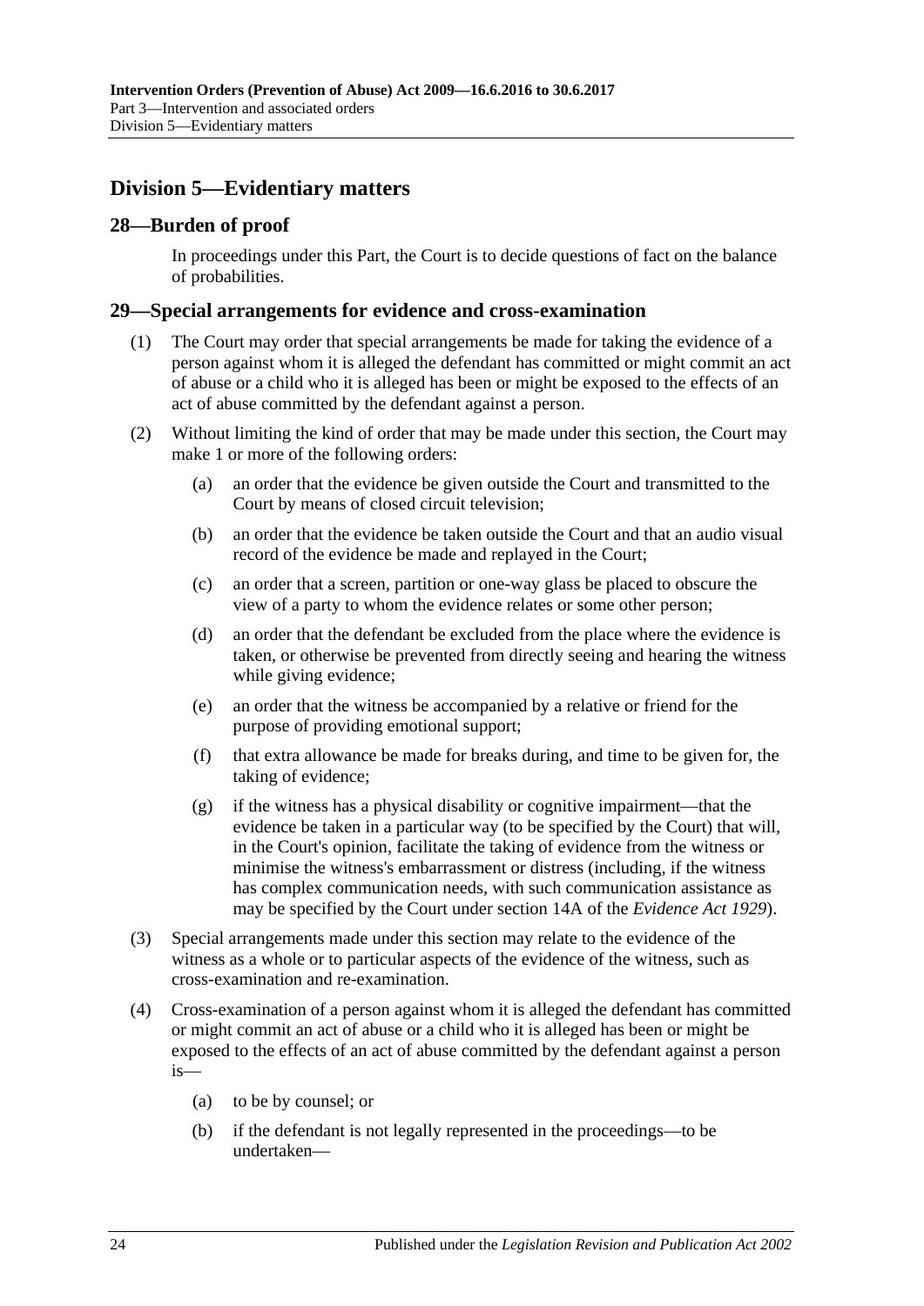## Division 5—Evidentiary matters

### 28—Burden of proof

In proceedings under this Part, the Court is to decide questions of fact on the balance of probabilities.

### 29—Special arrangements for evidence and cross-examination

(1) The Court may order that special arrangements be made for taking the evidence of a person against whom it is alleged the defendant has committed or might commit an act of abuse or a child who it is alleged has been or might be exposed to the effects of an act of abuse committed by the defendant against a person.

(2) Without limiting the kind of order that may be made under this section, the Court may make 1 or more of the following orders:

(a) an order that the evidence be given outside the Court and transmitted to the Court by means of closed circuit television;

(b) an order that the evidence be taken outside the Court and that an audio visual record of the evidence be made and replayed in the Court;

(c) an order that a screen, partition or one-way glass be placed to obscure the view of a party to whom the evidence relates or some other person;

(d) an order that the defendant be excluded from the place where the evidence is taken, or otherwise be prevented from directly seeing and hearing the witness while giving evidence;

(e) an order that the witness be accompanied by a relative or friend for the purpose of providing emotional support;

(f) that extra allowance be made for breaks during, and time to be given for, the taking of evidence;

(g) if the witness has a physical disability or cognitive impairment—that the evidence be taken in a particular way (to be specified by the Court) that will, in the Court's opinion, facilitate the taking of evidence from the witness or minimise the witness's embarrassment or distress (including, if the witness has complex communication needs, with such communication assistance as may be specified by the Court under section 14A of the *Evidence Act 1929*).

(3) Special arrangements made under this section may relate to the evidence of the witness as a whole or to particular aspects of the evidence of the witness, such as cross-examination and re-examination.

(4) Cross-examination of a person against whom it is alleged the defendant has committed or might commit an act of abuse or a child who it is alleged has been or might be exposed to the effects of an act of abuse committed by the defendant against a person is—

(a) to be by counsel; or

(b) if the defendant is not legally represented in the proceedings—to be undertaken—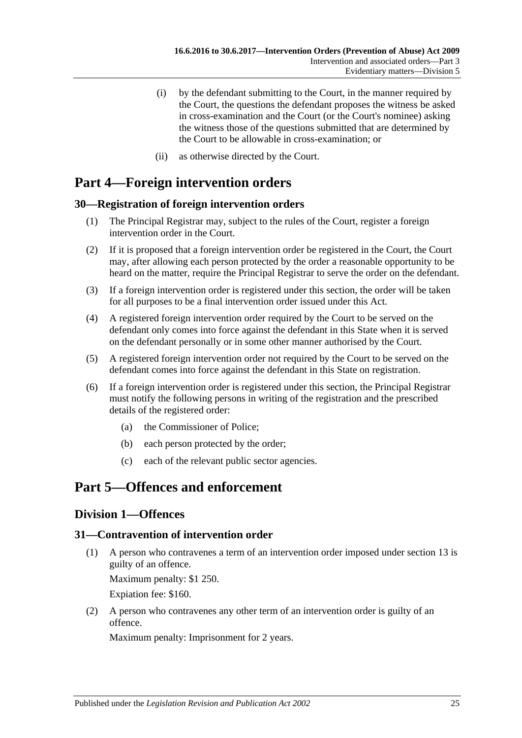(i) by the defendant submitting to the Court, in the manner required by the Court, the questions the defendant proposes the witness be asked in cross-examination and the Court (or the Court's nominee) asking the witness those of the questions submitted that are determined by the Court to be allowable in cross-examination; or

(ii) as otherwise directed by the Court.

# Part 4—Foreign intervention orders

## 30—Registration of foreign intervention orders

(1) The Principal Registrar may, subject to the rules of the Court, register a foreign intervention order in the Court.

(2) If it is proposed that a foreign intervention order be registered in the Court, the Court may, after allowing each person protected by the order a reasonable opportunity to be heard on the matter, require the Principal Registrar to serve the order on the defendant.

(3) If a foreign intervention order is registered under this section, the order will be taken for all purposes to be a final intervention order issued under this Act.

(4) A registered foreign intervention order required by the Court to be served on the defendant only comes into force against the defendant in this State when it is served on the defendant personally or in some other manner authorised by the Court.

(5) A registered foreign intervention order not required by the Court to be served on the defendant comes into force against the defendant in this State on registration.

(6) If a foreign intervention order is registered under this section, the Principal Registrar must notify the following persons in writing of the registration and the prescribed details of the registered order:

- (a) the Commissioner of Police;
- (b) each person protected by the order;
- (c) each of the relevant public sector agencies.

# Part 5—Offences and enforcement

## Division 1—Offences

## 31—Contravention of intervention order

(1) A person who contravenes a term of an intervention order imposed under section 13 is guilty of an offence.

Maximum penalty: $1 250.

Expiation fee: $160.

(2) A person who contravenes any other term of an intervention order is guilty of an offence.

Maximum penalty: Imprisonment for 2 years.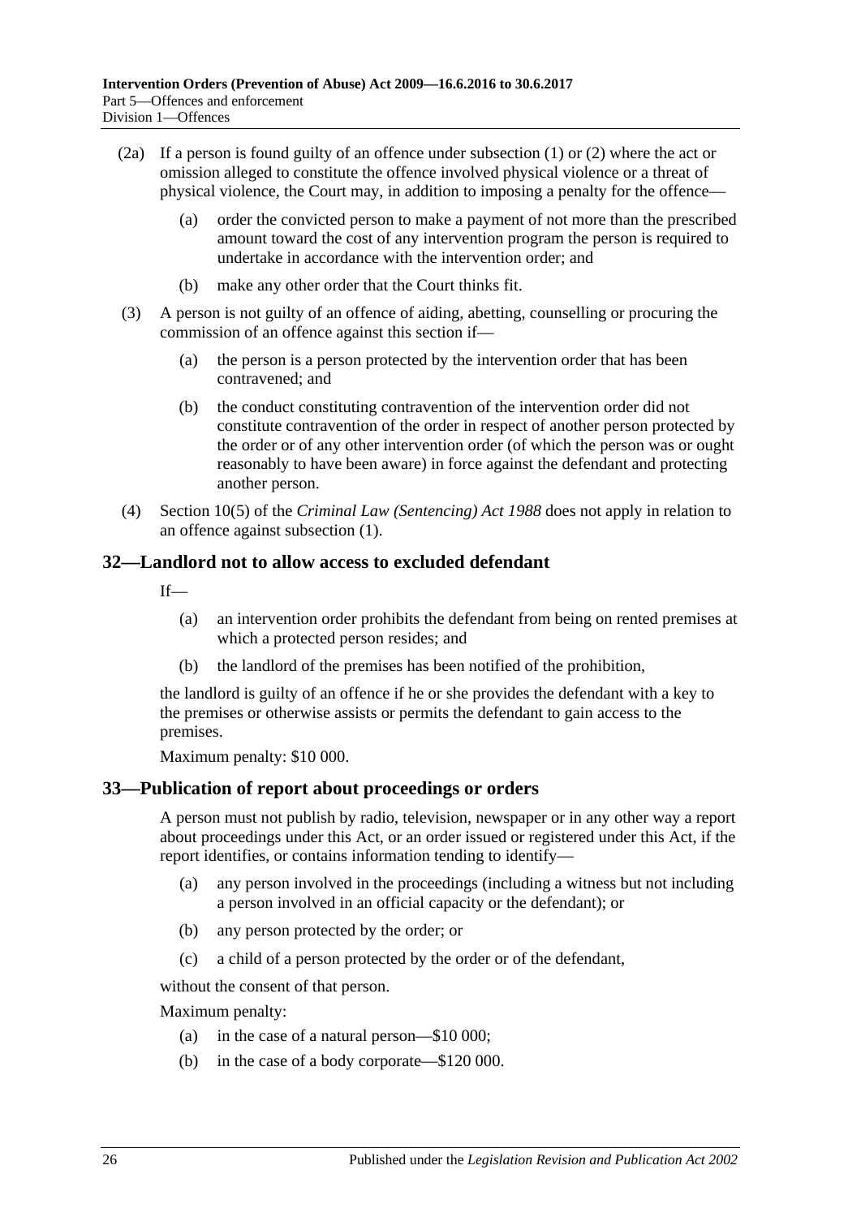(2a) If a person is found guilty of an offence under subsection (1) or (2) where the act or omission alleged to constitute the offence involved physical violence or a threat of physical violence, the Court may, in addition to imposing a penalty for the offence—

(a) order the convicted person to make a payment of not more than the prescribed amount toward the cost of any intervention program the person is required to undertake in accordance with the intervention order; and

(b) make any other order that the Court thinks fit.

(3) A person is not guilty of an offence of aiding, abetting, counselling or procuring the commission of an offence against this section if—

(a) the person is a person protected by the intervention order that has been contravened; and

(b) the conduct constituting contravention of the intervention order did not constitute contravention of the order in respect of another person protected by the order or of any other intervention order (of which the person was or ought reasonably to have been aware) in force against the defendant and protecting another person.

(4) Section 10(5) of the *Criminal Law (Sentencing) Act 1988* does not apply in relation to an offence against subsection (1).

## 32—Landlord not to allow access to excluded defendant

If—

(a) an intervention order prohibits the defendant from being on rented premises at which a protected person resides; and

(b) the landlord of the premises has been notified of the prohibition,

the landlord is guilty of an offence if he or she provides the defendant with a key to the premises or otherwise assists or permits the defendant to gain access to the premises.

Maximum penalty: $10 000.

## 33—Publication of report about proceedings or orders

A person must not publish by radio, television, newspaper or in any other way a report about proceedings under this Act, or an order issued or registered under this Act, if the report identifies, or contains information tending to identify—

(a) any person involved in the proceedings (including a witness but not including a person involved in an official capacity or the defendant); or

(b) any person protected by the order; or

(c) a child of a person protected by the order or of the defendant,

without the consent of that person.

Maximum penalty:

(a) in the case of a natural person—$10 000;

(b) in the case of a body corporate—$120 000.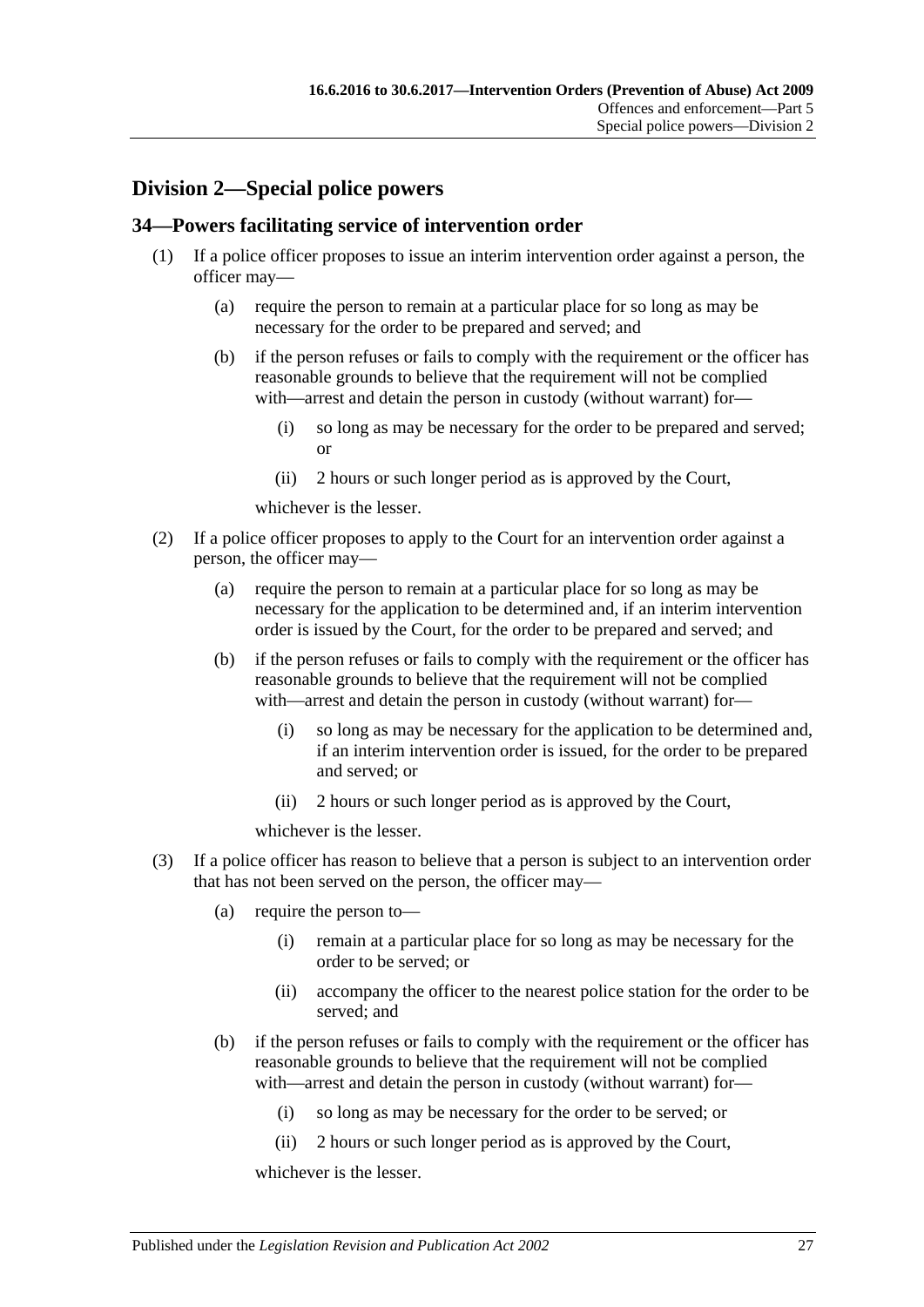## Division 2—Special police powers

### 34—Powers facilitating service of intervention order

(1) If a police officer proposes to issue an interim intervention order against a person, the officer may—

(a) require the person to remain at a particular place for so long as may be necessary for the order to be prepared and served; and

(b) if the person refuses or fails to comply with the requirement or the officer has reasonable grounds to believe that the requirement will not be complied with—arrest and detain the person in custody (without warrant) for—

(i) so long as may be necessary for the order to be prepared and served; or

(ii) 2 hours or such longer period as is approved by the Court,

whichever is the lesser.

(2) If a police officer proposes to apply to the Court for an intervention order against a person, the officer may—

(a) require the person to remain at a particular place for so long as may be necessary for the application to be determined and, if an interim intervention order is issued by the Court, for the order to be prepared and served; and

(b) if the person refuses or fails to comply with the requirement or the officer has reasonable grounds to believe that the requirement will not be complied with—arrest and detain the person in custody (without warrant) for—

(i) so long as may be necessary for the application to be determined and, if an interim intervention order is issued, for the order to be prepared and served; or

(ii) 2 hours or such longer period as is approved by the Court,

whichever is the lesser.

(3) If a police officer has reason to believe that a person is subject to an intervention order that has not been served on the person, the officer may—

(a) require the person to—

(i) remain at a particular place for so long as may be necessary for the order to be served; or

(ii) accompany the officer to the nearest police station for the order to be served; and

(b) if the person refuses or fails to comply with the requirement or the officer has reasonable grounds to believe that the requirement will not be complied with—arrest and detain the person in custody (without warrant) for—

(i) so long as may be necessary for the order to be served; or

(ii) 2 hours or such longer period as is approved by the Court,

whichever is the lesser.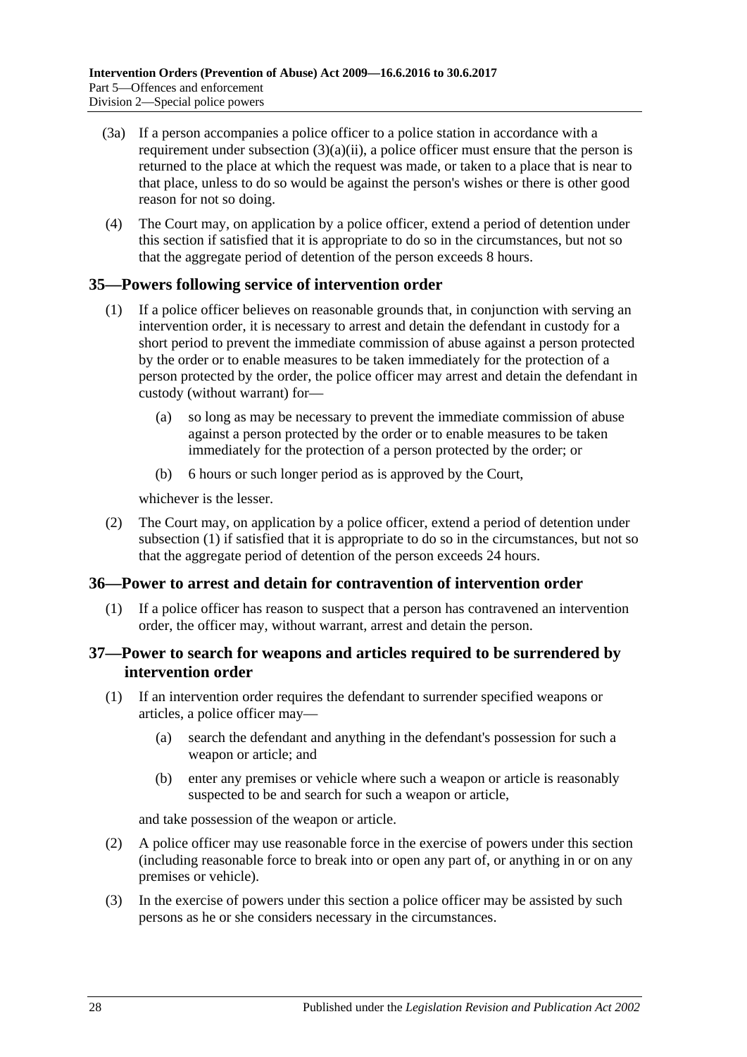(3a) If a person accompanies a police officer to a police station in accordance with a requirement under subsection (3)(a)(ii), a police officer must ensure that the person is returned to the place at which the request was made, or taken to a place that is near to that place, unless to do so would be against the person's wishes or there is other good reason for not so doing.

(4) The Court may, on application by a police officer, extend a period of detention under this section if satisfied that it is appropriate to do so in the circumstances, but not so that the aggregate period of detention of the person exceeds 8 hours.

## 35—Powers following service of intervention order

(1) If a police officer believes on reasonable grounds that, in conjunction with serving an intervention order, it is necessary to arrest and detain the defendant in custody for a short period to prevent the immediate commission of abuse against a person protected by the order or to enable measures to be taken immediately for the protection of a person protected by the order, the police officer may arrest and detain the defendant in custody (without warrant) for—

(a) so long as may be necessary to prevent the immediate commission of abuse against a person protected by the order or to enable measures to be taken immediately for the protection of a person protected by the order; or

(b) 6 hours or such longer period as is approved by the Court,

whichever is the lesser.

(2) The Court may, on application by a police officer, extend a period of detention under subsection (1) if satisfied that it is appropriate to do so in the circumstances, but not so that the aggregate period of detention of the person exceeds 24 hours.

## 36—Power to arrest and detain for contravention of intervention order

(1) If a police officer has reason to suspect that a person has contravened an intervention order, the officer may, without warrant, arrest and detain the person.

## 37—Power to search for weapons and articles required to be surrendered by intervention order

(1) If an intervention order requires the defendant to surrender specified weapons or articles, a police officer may—

(a) search the defendant and anything in the defendant's possession for such a weapon or article; and

(b) enter any premises or vehicle where such a weapon or article is reasonably suspected to be and search for such a weapon or article,

and take possession of the weapon or article.

(2) A police officer may use reasonable force in the exercise of powers under this section (including reasonable force to break into or open any part of, or anything in or on any premises or vehicle).

(3) In the exercise of powers under this section a police officer may be assisted by such persons as he or she considers necessary in the circumstances.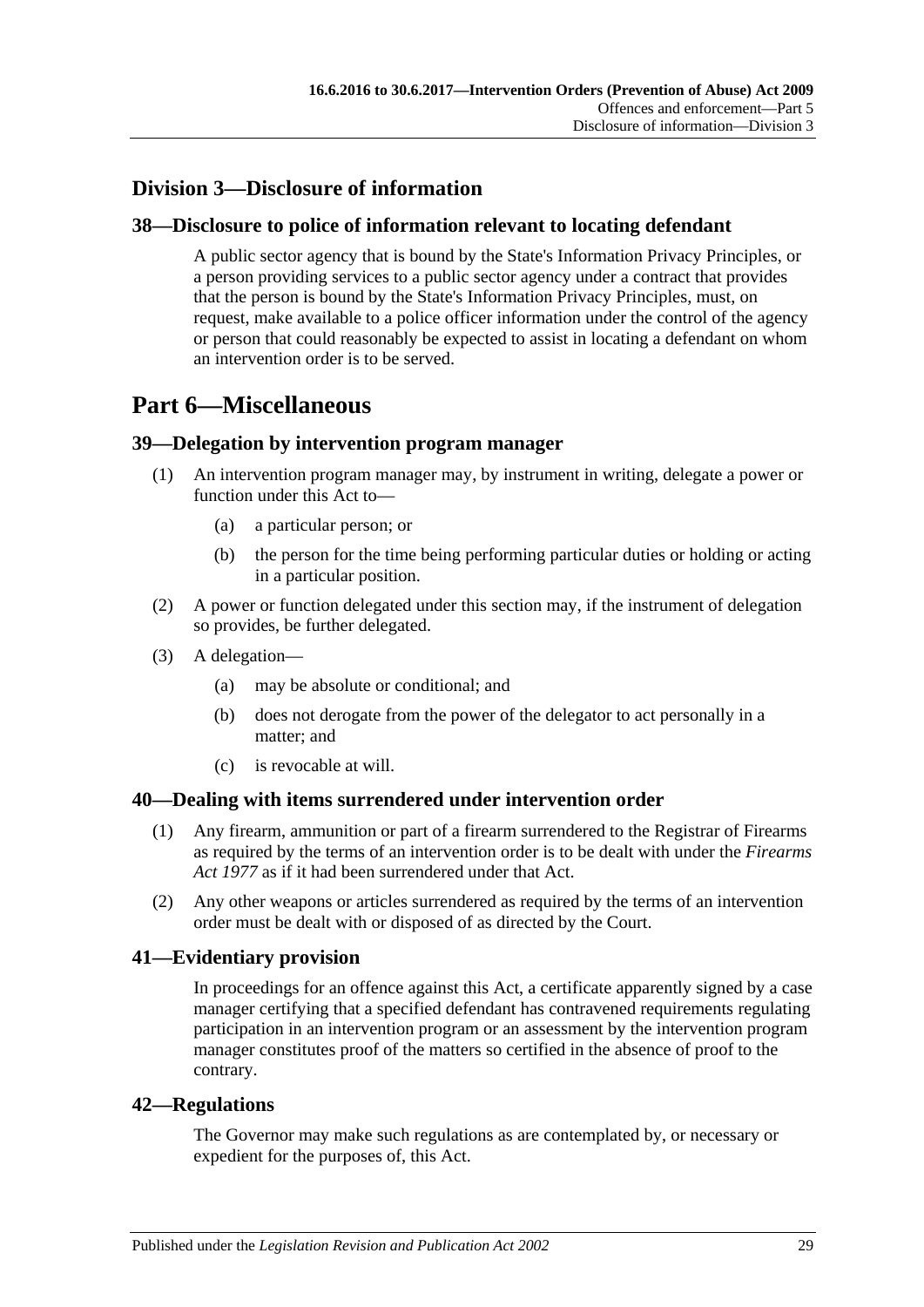## Division 3—Disclosure of information

### 38—Disclosure to police of information relevant to locating defendant

A public sector agency that is bound by the State's Information Privacy Principles, or a person providing services to a public sector agency under a contract that provides that the person is bound by the State's Information Privacy Principles, must, on request, make available to a police officer information under the control of the agency or person that could reasonably be expected to assist in locating a defendant on whom an intervention order is to be served.

# Part 6—Miscellaneous

### 39—Delegation by intervention program manager

(1) An intervention program manager may, by instrument in writing, delegate a power or function under this Act to—

- (a) a particular person; or
- (b) the person for the time being performing particular duties or holding or acting in a particular position.

(2) A power or function delegated under this section may, if the instrument of delegation so provides, be further delegated.

(3) A delegation—

- (a) may be absolute or conditional; and
- (b) does not derogate from the power of the delegator to act personally in a matter; and
- (c) is revocable at will.

### 40—Dealing with items surrendered under intervention order

(1) Any firearm, ammunition or part of a firearm surrendered to the Registrar of Firearms as required by the terms of an intervention order is to be dealt with under the *Firearms Act 1977* as if it had been surrendered under that Act.

(2) Any other weapons or articles surrendered as required by the terms of an intervention order must be dealt with or disposed of as directed by the Court.

### 41—Evidentiary provision

In proceedings for an offence against this Act, a certificate apparently signed by a case manager certifying that a specified defendant has contravened requirements regulating participation in an intervention program or an assessment by the intervention program manager constitutes proof of the matters so certified in the absence of proof to the contrary.

### 42—Regulations

The Governor may make such regulations as are contemplated by, or necessary or expedient for the purposes of, this Act.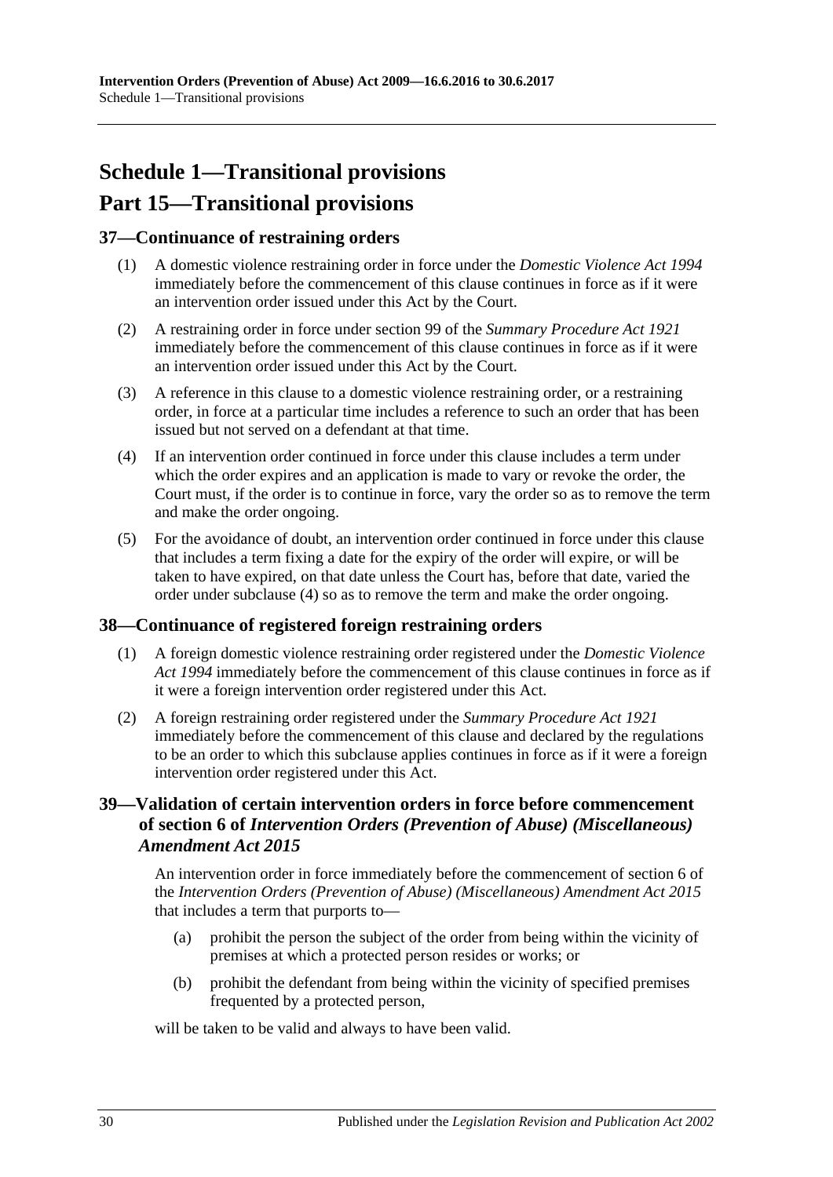# Schedule 1—Transitional provisions

# Part 15—Transitional provisions

## 37—Continuance of restraining orders

(1) A domestic violence restraining order in force under the *Domestic Violence Act 1994* immediately before the commencement of this clause continues in force as if it were an intervention order issued under this Act by the Court.

(2) A restraining order in force under section 99 of the *Summary Procedure Act 1921* immediately before the commencement of this clause continues in force as if it were an intervention order issued under this Act by the Court.

(3) A reference in this clause to a domestic violence restraining order, or a restraining order, in force at a particular time includes a reference to such an order that has been issued but not served on a defendant at that time.

(4) If an intervention order continued in force under this clause includes a term under which the order expires and an application is made to vary or revoke the order, the Court must, if the order is to continue in force, vary the order so as to remove the term and make the order ongoing.

(5) For the avoidance of doubt, an intervention order continued in force under this clause that includes a term fixing a date for the expiry of the order will expire, or will be taken to have expired, on that date unless the Court has, before that date, varied the order under subclause (4) so as to remove the term and make the order ongoing.

## 38—Continuance of registered foreign restraining orders

(1) A foreign domestic violence restraining order registered under the *Domestic Violence Act 1994* immediately before the commencement of this clause continues in force as if it were a foreign intervention order registered under this Act.

(2) A foreign restraining order registered under the *Summary Procedure Act 1921* immediately before the commencement of this clause and declared by the regulations to be an order to which this subclause applies continues in force as if it were a foreign intervention order registered under this Act.

## 39—Validation of certain intervention orders in force before commencement of section 6 of *Intervention Orders (Prevention of Abuse) (Miscellaneous) Amendment Act 2015*

An intervention order in force immediately before the commencement of section 6 of the *Intervention Orders (Prevention of Abuse) (Miscellaneous) Amendment Act 2015* that includes a term that purports to—

(a) prohibit the person the subject of the order from being within the vicinity of premises at which a protected person resides or works; or

(b) prohibit the defendant from being within the vicinity of specified premises frequented by a protected person,

will be taken to be valid and always to have been valid.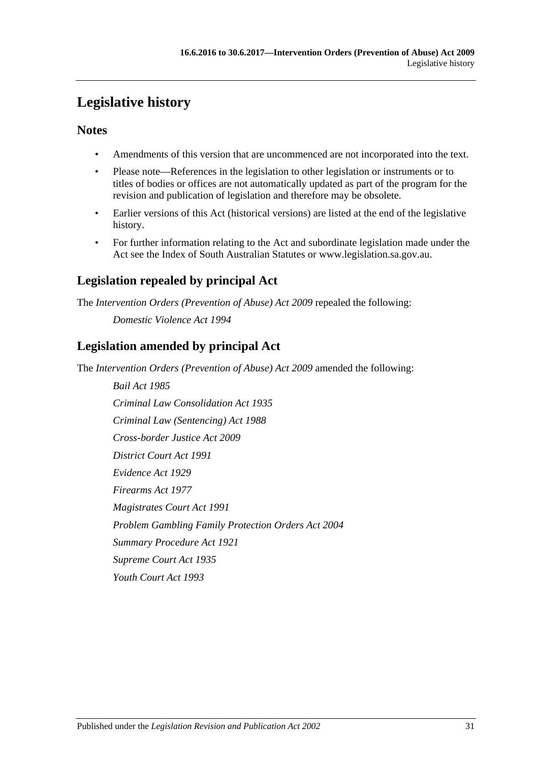# Legislative history

## Notes

- Amendments of this version that are uncommenced are not incorporated into the text.
- Please note—References in the legislation to other legislation or instruments or to titles of bodies or offices are not automatically updated as part of the program for the revision and publication of legislation and therefore may be obsolete.
- Earlier versions of this Act (historical versions) are listed at the end of the legislative history.
- For further information relating to the Act and subordinate legislation made under the Act see the Index of South Australian Statutes or www.legislation.sa.gov.au.

## Legislation repealed by principal Act

The *Intervention Orders (Prevention of Abuse) Act 2009* repealed the following:

*Domestic Violence Act 1994*

## Legislation amended by principal Act

The *Intervention Orders (Prevention of Abuse) Act 2009* amended the following:

*Bail Act 1985*

*Criminal Law Consolidation Act 1935*

*Criminal Law (Sentencing) Act 1988*

*Cross-border Justice Act 2009*

*District Court Act 1991*

*Evidence Act 1929*

*Firearms Act 1977*

*Magistrates Court Act 1991*

*Problem Gambling Family Protection Orders Act 2004*

*Summary Procedure Act 1921*

*Supreme Court Act 1935*

*Youth Court Act 1993*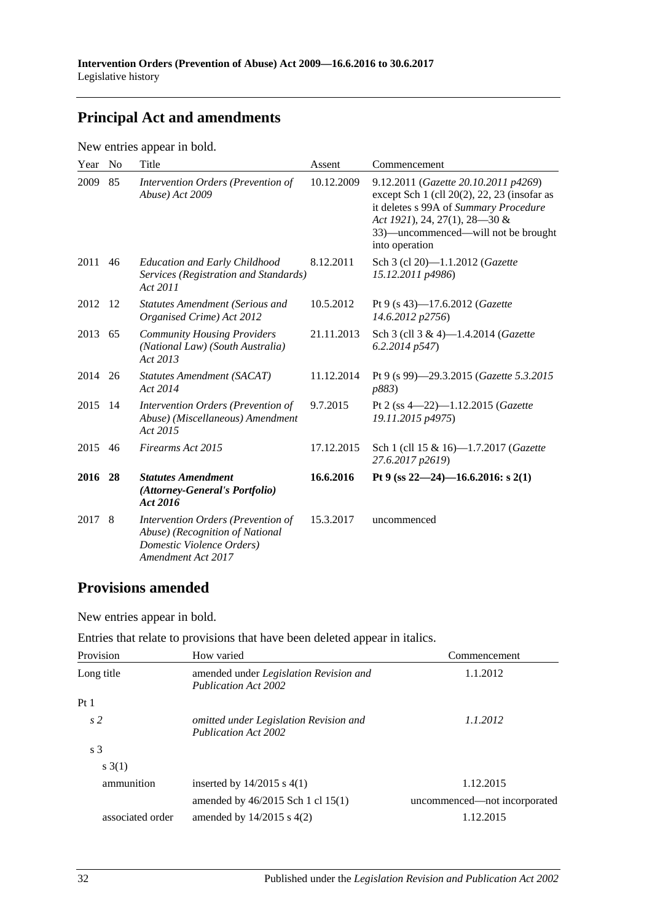## Principal Act and amendments

New entries appear in bold.

| Year | No | Title | Assent | Commencement |
|---|---|---|---|---|
| 2009 | 85 | *Intervention Orders (Prevention of Abuse) Act 2009* | 10.12.2009 | 9.12.2011 (*Gazette 20.10.2011 p4269*) except Sch 1 (cll 20(2), 22, 23 (insofar as it deletes s 99A of *Summary Procedure Act 1921*), 24, 27(1), 28—30 & 33)—uncommenced—will not be brought into operation |
| 2011 | 46 | *Education and Early Childhood Services (Registration and Standards) Act 2011* | 8.12.2011 | Sch 3 (cl 20)—1.1.2012 (*Gazette 15.12.2011 p4986*) |
| 2012 | 12 | *Statutes Amendment (Serious and Organised Crime) Act 2012* | 10.5.2012 | Pt 9 (s 43)—17.6.2012 (*Gazette 14.6.2012 p2756*) |
| 2013 | 65 | *Community Housing Providers (National Law) (South Australia) Act 2013* | 21.11.2013 | Sch 3 (cll 3 & 4)—1.4.2014 (*Gazette 6.2.2014 p547*) |
| 2014 | 26 | *Statutes Amendment (SACAT) Act 2014* | 11.12.2014 | Pt 9 (s 99)—29.3.2015 (*Gazette 5.3.2015 p883*) |
| 2015 | 14 | *Intervention Orders (Prevention of Abuse) (Miscellaneous) Amendment Act 2015* | 9.7.2015 | Pt 2 (ss 4—22)—1.12.2015 (*Gazette 19.11.2015 p4975*) |
| 2015 | 46 | *Firearms Act 2015* | 17.12.2015 | Sch 1 (cll 15 & 16)—1.7.2017 (*Gazette 27.6.2017 p2619*) |
| **2016** | **28** | ***Statutes Amendment (Attorney-General's Portfolio) Act 2016*** | **16.6.2016** | **Pt 9 (ss 22—24)—16.6.2016: s 2(1)** |
| 2017 | 8 | *Intervention Orders (Prevention of Abuse) (Recognition of National Domestic Violence Orders) Amendment Act 2017* | 15.3.2017 | uncommenced |

## Provisions amended

New entries appear in bold.

Entries that relate to provisions that have been deleted appear in italics.

| Provision | How varied | Commencement |
|---|---|---|
| Long title | amended under *Legislation Revision and Publication Act 2002* | 1.1.2012 |
| Pt 1 | | |
| *s 2* | *omitted under Legislation Revision and Publication Act 2002* | *1.1.2012* |
| s 3 | | |
| s 3(1) | | |
| ammunition | inserted by 14/2015 s 4(1) | 1.12.2015 |
| | amended by 46/2015 Sch 1 cl 15(1) | uncommenced—not incorporated |
| associated order | amended by 14/2015 s 4(2) | 1.12.2015 |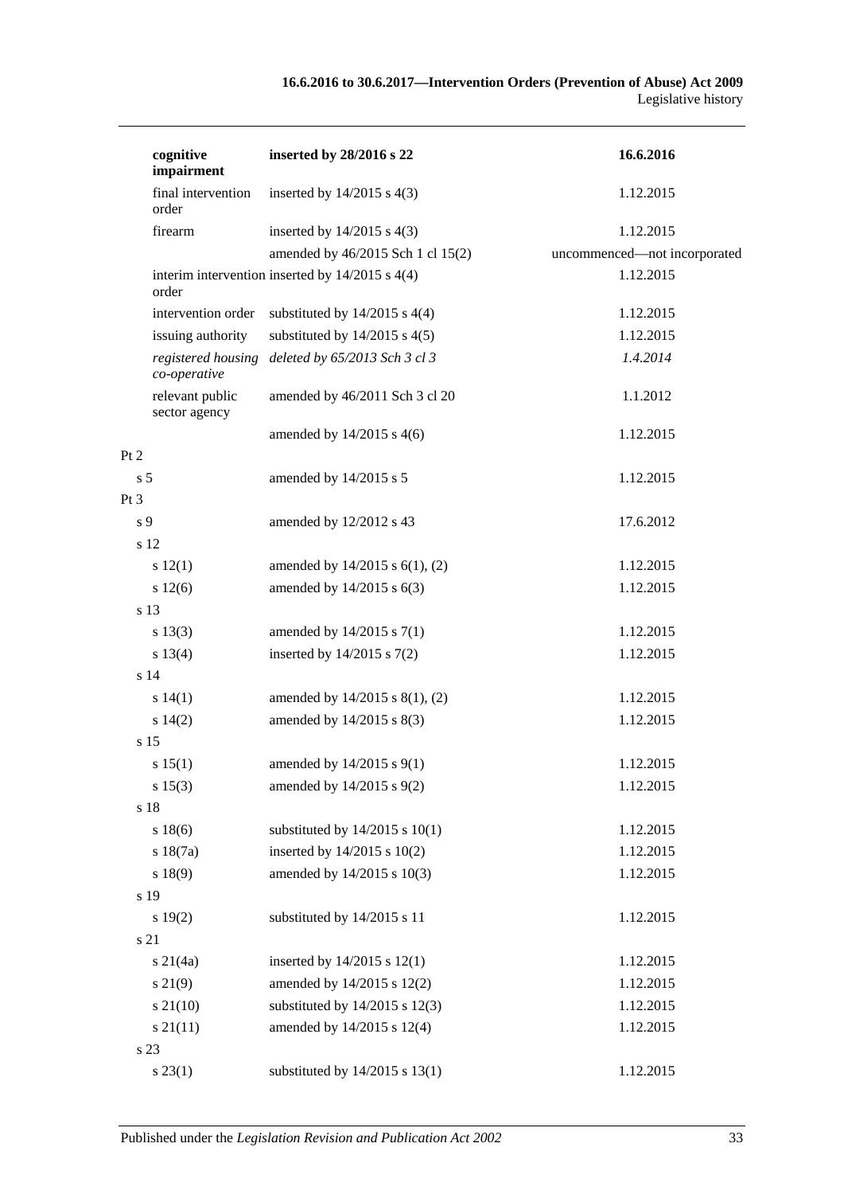| | | |
|---|---|---|
| **cognitive impairment** | **inserted by 28/2016 s 22** | **16.6.2016** |
| final intervention order | inserted by 14/2015 s 4(3) | 1.12.2015 |
| firearm | inserted by 14/2015 s 4(3) | 1.12.2015 |
| | amended by 46/2015 Sch 1 cl 15(2) | uncommenced—not incorporated |
| interim intervention order | inserted by 14/2015 s 4(4) | 1.12.2015 |
| intervention order | substituted by 14/2015 s 4(4) | 1.12.2015 |
| issuing authority | substituted by 14/2015 s 4(5) | 1.12.2015 |
| *registered housing co-operative* | *deleted by 65/2013 Sch 3 cl 3* | *1.4.2014* |
| relevant public sector agency | amended by 46/2011 Sch 3 cl 20 | 1.1.2012 |
| | amended by 14/2015 s 4(6) | 1.12.2015 |
| Pt 2 | | |
| s 5 | amended by 14/2015 s 5 | 1.12.2015 |
| Pt 3 | | |
| s 9 | amended by 12/2012 s 43 | 17.6.2012 |
| s 12 | | |
| s 12(1) | amended by 14/2015 s 6(1), (2) | 1.12.2015 |
| s 12(6) | amended by 14/2015 s 6(3) | 1.12.2015 |
| s 13 | | |
| s 13(3) | amended by 14/2015 s 7(1) | 1.12.2015 |
| s 13(4) | inserted by 14/2015 s 7(2) | 1.12.2015 |
| s 14 | | |
| s 14(1) | amended by 14/2015 s 8(1), (2) | 1.12.2015 |
| s 14(2) | amended by 14/2015 s 8(3) | 1.12.2015 |
| s 15 | | |
| s 15(1) | amended by 14/2015 s 9(1) | 1.12.2015 |
| s 15(3) | amended by 14/2015 s 9(2) | 1.12.2015 |
| s 18 | | |
| s 18(6) | substituted by 14/2015 s 10(1) | 1.12.2015 |
| s 18(7a) | inserted by 14/2015 s 10(2) | 1.12.2015 |
| s 18(9) | amended by 14/2015 s 10(3) | 1.12.2015 |
| s 19 | | |
| s 19(2) | substituted by 14/2015 s 11 | 1.12.2015 |
| s 21 | | |
| s 21(4a) | inserted by 14/2015 s 12(1) | 1.12.2015 |
| s 21(9) | amended by 14/2015 s 12(2) | 1.12.2015 |
| s 21(10) | substituted by 14/2015 s 12(3) | 1.12.2015 |
| s 21(11) | amended by 14/2015 s 12(4) | 1.12.2015 |
| s 23 | | |
| s 23(1) | substituted by 14/2015 s 13(1) | 1.12.2015 |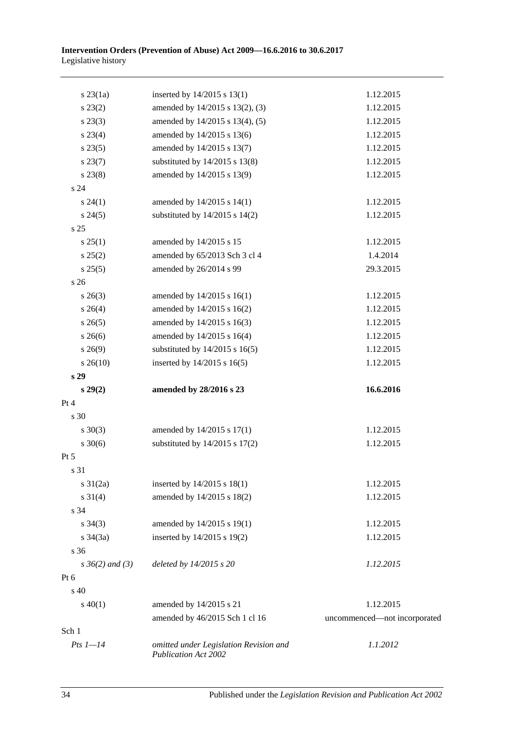| | | |
|---|---|---|
| s 23(1a) | inserted by 14/2015 s 13(1) | 1.12.2015 |
| s 23(2) | amended by 14/2015 s 13(2), (3) | 1.12.2015 |
| s 23(3) | amended by 14/2015 s 13(4), (5) | 1.12.2015 |
| s 23(4) | amended by 14/2015 s 13(6) | 1.12.2015 |
| s 23(5) | amended by 14/2015 s 13(7) | 1.12.2015 |
| s 23(7) | substituted by 14/2015 s 13(8) | 1.12.2015 |
| s 23(8) | amended by 14/2015 s 13(9) | 1.12.2015 |
| s 24 | | |
| s 24(1) | amended by 14/2015 s 14(1) | 1.12.2015 |
| s 24(5) | substituted by 14/2015 s 14(2) | 1.12.2015 |
| s 25 | | |
| s 25(1) | amended by 14/2015 s 15 | 1.12.2015 |
| s 25(2) | amended by 65/2013 Sch 3 cl 4 | 1.4.2014 |
| s 25(5) | amended by 26/2014 s 99 | 29.3.2015 |
| s 26 | | |
| s 26(3) | amended by 14/2015 s 16(1) | 1.12.2015 |
| s 26(4) | amended by 14/2015 s 16(2) | 1.12.2015 |
| s 26(5) | amended by 14/2015 s 16(3) | 1.12.2015 |
| s 26(6) | amended by 14/2015 s 16(4) | 1.12.2015 |
| s 26(9) | substituted by 14/2015 s 16(5) | 1.12.2015 |
| s 26(10) | inserted by 14/2015 s 16(5) | 1.12.2015 |
| **s 29** | | |
| **s 29(2)** | **amended by 28/2016 s 23** | **16.6.2016** |
| Pt 4 | | |
| s 30 | | |
| s 30(3) | amended by 14/2015 s 17(1) | 1.12.2015 |
| s 30(6) | substituted by 14/2015 s 17(2) | 1.12.2015 |
| Pt 5 | | |
| s 31 | | |
| s 31(2a) | inserted by 14/2015 s 18(1) | 1.12.2015 |
| s 31(4) | amended by 14/2015 s 18(2) | 1.12.2015 |
| s 34 | | |
| s 34(3) | amended by 14/2015 s 19(1) | 1.12.2015 |
| s 34(3a) | inserted by 14/2015 s 19(2) | 1.12.2015 |
| s 36 | | |
| *s 36(2) and (3)* | *deleted by 14/2015 s 20* | *1.12.2015* |
| Pt 6 | | |
| s 40 | | |
| s 40(1) | amended by 14/2015 s 21 | 1.12.2015 |
| | amended by 46/2015 Sch 1 cl 16 | uncommenced—not incorporated |
| Sch 1 | | |
| *Pts 1—14* | *omitted under Legislation Revision and Publication Act 2002* | *1.1.2012* |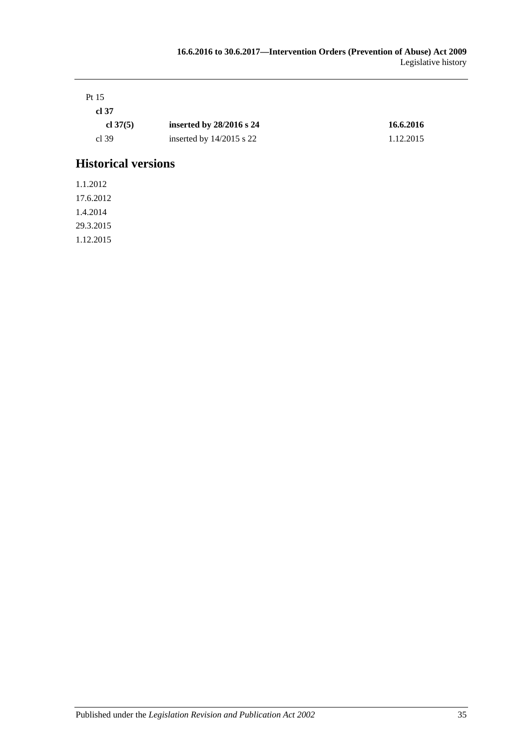Pt 15

**cl 37**

| | | |
|---|---|---|
| **cl 37(5)** | **inserted by 28/2016 s 24** | **16.6.2016** |
| cl 39 | inserted by 14/2015 s 22 | 1.12.2015 |

## Historical versions

1.1.2012

17.6.2012

1.4.2014

29.3.2015

1.12.2015